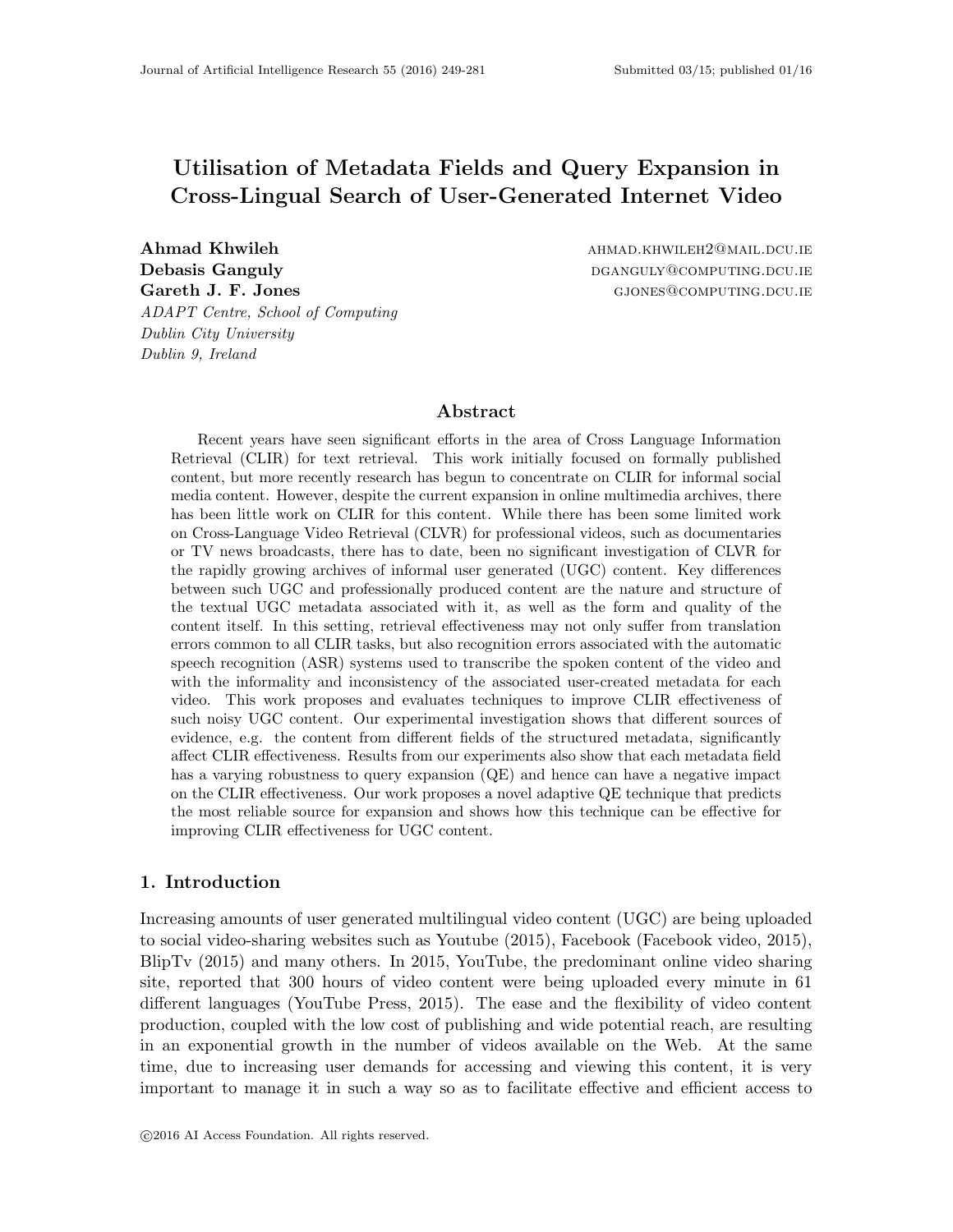# Utilisation of Metadata Fields and Query Expansion in Cross-Lingual Search of User-Generated Internet Video

**Ahmad Khwileh** ahmad.khwileh2@mail.dcu.ie
**Debasis Ganguly** dganguly@computing.dcu.ie
**Gareth J. F. Jones** gjones@computing.dcu.ie
*ADAPT Centre, School of Computing*
*Dublin City University*
*Dublin 9, Ireland*

## Abstract

Recent years have seen significant efforts in the area of Cross Language Information Retrieval (CLIR) for text retrieval. This work initially focused on formally published content, but more recently research has begun to concentrate on CLIR for informal social media content. However, despite the current expansion in online multimedia archives, there has been little work on CLIR for this content. While there has been some limited work on Cross-Language Video Retrieval (CLVR) for professional videos, such as documentaries or TV news broadcasts, there has to date, been no significant investigation of CLVR for the rapidly growing archives of informal user generated (UGC) content. Key differences between such UGC and professionally produced content are the nature and structure of the textual UGC metadata associated with it, as well as the form and quality of the content itself. In this setting, retrieval effectiveness may not only suffer from translation errors common to all CLIR tasks, but also recognition errors associated with the automatic speech recognition (ASR) systems used to transcribe the spoken content of the video and with the informality and inconsistency of the associated user-created metadata for each video. This work proposes and evaluates techniques to improve CLIR effectiveness of such noisy UGC content. Our experimental investigation shows that different sources of evidence, e.g. the content from different fields of the structured metadata, significantly affect CLIR effectiveness. Results from our experiments also show that each metadata field has a varying robustness to query expansion (QE) and hence can have a negative impact on the CLIR effectiveness. Our work proposes a novel adaptive QE technique that predicts the most reliable source for expansion and shows how this technique can be effective for improving CLIR effectiveness for UGC content.

## 1. Introduction

Increasing amounts of user generated multilingual video content (UGC) are being uploaded to social video-sharing websites such as Youtube (2015), Facebook (Facebook video, 2015), BlipTv (2015) and many others. In 2015, YouTube, the predominant online video sharing site, reported that 300 hours of video content were being uploaded every minute in 61 different languages (YouTube Press, 2015). The ease and the flexibility of video content production, coupled with the low cost of publishing and wide potential reach, are resulting in an exponential growth in the number of videos available on the Web. At the same time, due to increasing user demands for accessing and viewing this content, it is very important to manage it in such a way so as to facilitate effective and efficient access to

©2016 AI Access Foundation. All rights reserved.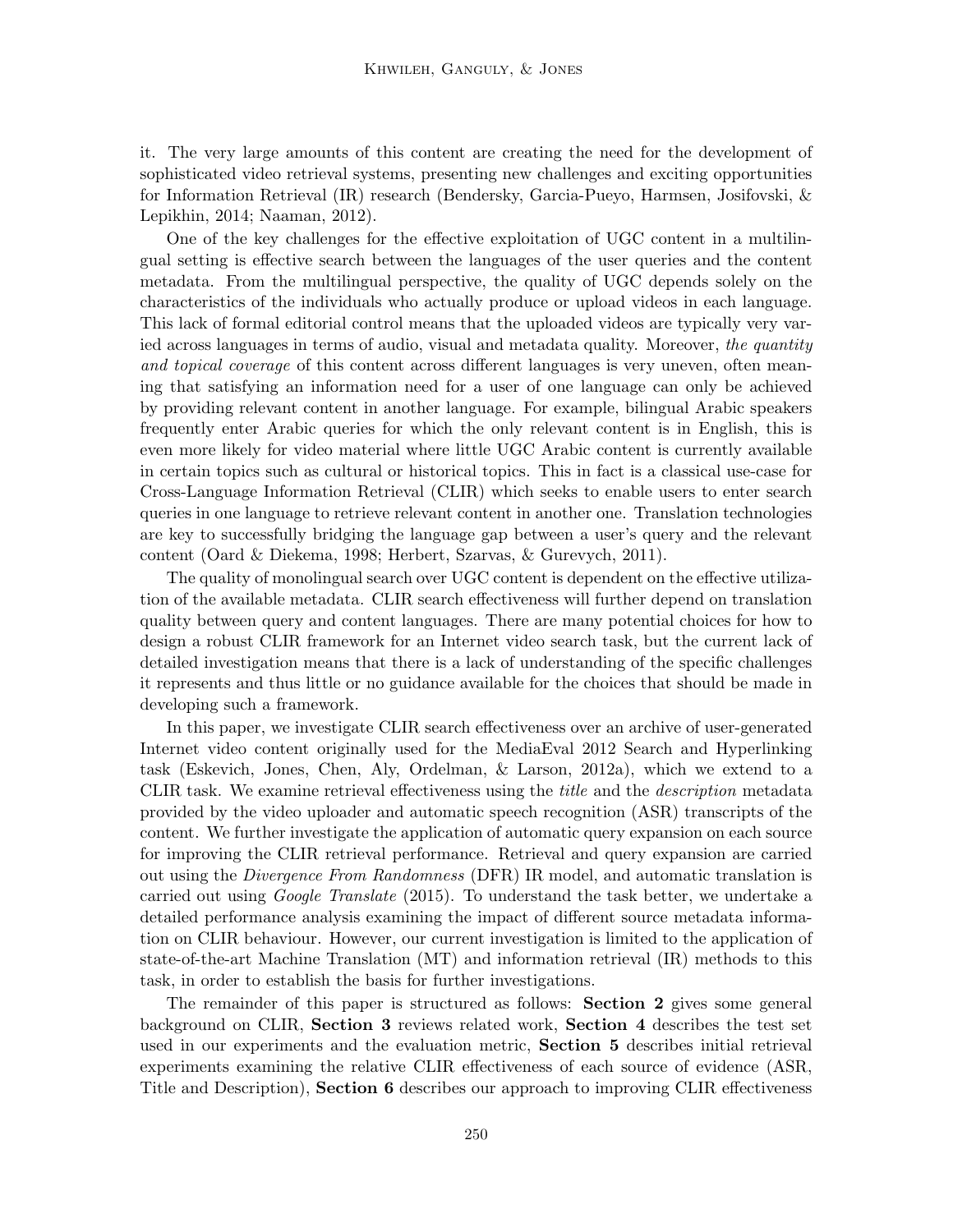it. The very large amounts of this content are creating the need for the development of sophisticated video retrieval systems, presenting new challenges and exciting opportunities for Information Retrieval (IR) research (Bendersky, Garcia-Pueyo, Harmsen, Josifovski, & Lepikhin, 2014; Naaman, 2012).

One of the key challenges for the effective exploitation of UGC content in a multilingual setting is effective search between the languages of the user queries and the content metadata. From the multilingual perspective, the quality of UGC depends solely on the characteristics of the individuals who actually produce or upload videos in each language. This lack of formal editorial control means that the uploaded videos are typically very varied across languages in terms of audio, visual and metadata quality. Moreover, *the quantity and topical coverage* of this content across different languages is very uneven, often meaning that satisfying an information need for a user of one language can only be achieved by providing relevant content in another language. For example, bilingual Arabic speakers frequently enter Arabic queries for which the only relevant content is in English, this is even more likely for video material where little UGC Arabic content is currently available in certain topics such as cultural or historical topics. This in fact is a classical use-case for Cross-Language Information Retrieval (CLIR) which seeks to enable users to enter search queries in one language to retrieve relevant content in another one. Translation technologies are key to successfully bridging the language gap between a user's query and the relevant content (Oard & Diekema, 1998; Herbert, Szarvas, & Gurevych, 2011).

The quality of monolingual search over UGC content is dependent on the effective utilization of the available metadata. CLIR search effectiveness will further depend on translation quality between query and content languages. There are many potential choices for how to design a robust CLIR framework for an Internet video search task, but the current lack of detailed investigation means that there is a lack of understanding of the specific challenges it represents and thus little or no guidance available for the choices that should be made in developing such a framework.

In this paper, we investigate CLIR search effectiveness over an archive of user-generated Internet video content originally used for the MediaEval 2012 Search and Hyperlinking task (Eskevich, Jones, Chen, Aly, Ordelman, & Larson, 2012a), which we extend to a CLIR task. We examine retrieval effectiveness using the *title* and the *description* metadata provided by the video uploader and automatic speech recognition (ASR) transcripts of the content. We further investigate the application of automatic query expansion on each source for improving the CLIR retrieval performance. Retrieval and query expansion are carried out using the *Divergence From Randomness* (DFR) IR model, and automatic translation is carried out using *Google Translate* (2015). To understand the task better, we undertake a detailed performance analysis examining the impact of different source metadata information on CLIR behaviour. However, our current investigation is limited to the application of state-of-the-art Machine Translation (MT) and information retrieval (IR) methods to this task, in order to establish the basis for further investigations.

The remainder of this paper is structured as follows: **Section 2** gives some general background on CLIR, **Section 3** reviews related work, **Section 4** describes the test set used in our experiments and the evaluation metric, **Section 5** describes initial retrieval experiments examining the relative CLIR effectiveness of each source of evidence (ASR, Title and Description), **Section 6** describes our approach to improving CLIR effectiveness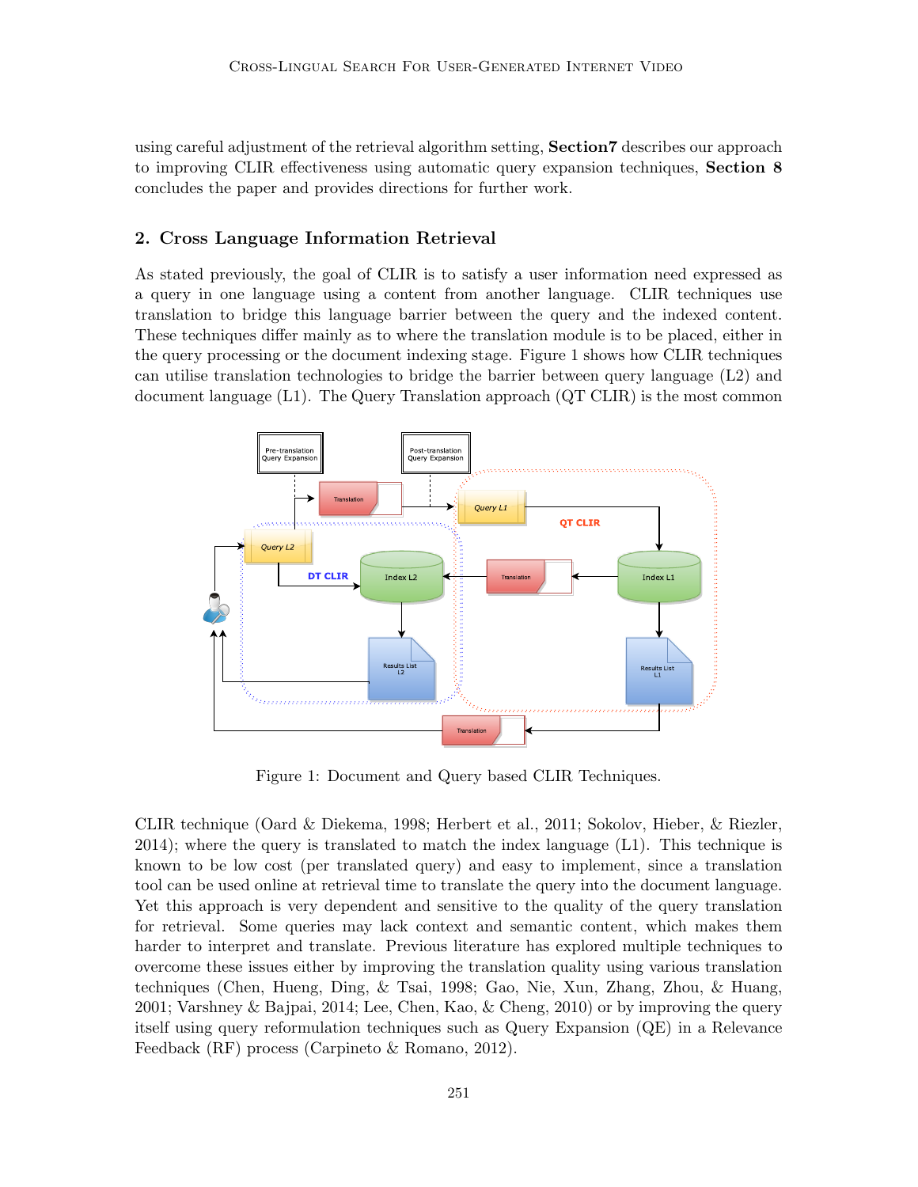using careful adjustment of the retrieval algorithm setting, **Section7** describes our approach to improving CLIR effectiveness using automatic query expansion techniques, **Section 8** concludes the paper and provides directions for further work.

## 2. Cross Language Information Retrieval

As stated previously, the goal of CLIR is to satisfy a user information need expressed as a query in one language using a content from another language. CLIR techniques use translation to bridge this language barrier between the query and the indexed content. These techniques differ mainly as to where the translation module is to be placed, either in the query processing or the document indexing stage. Figure 1 shows how CLIR techniques can utilise translation technologies to bridge the barrier between query language (L2) and document language (L1). The Query Translation approach (QT CLIR) is the most common

Figure 1: Document and Query based CLIR Techniques.

CLIR technique (Oard & Diekema, 1998; Herbert et al., 2011; Sokolov, Hieber, & Riezler, 2014); where the query is translated to match the index language (L1). This technique is known to be low cost (per translated query) and easy to implement, since a translation tool can be used online at retrieval time to translate the query into the document language. Yet this approach is very dependent and sensitive to the quality of the query translation for retrieval. Some queries may lack context and semantic content, which makes them harder to interpret and translate. Previous literature has explored multiple techniques to overcome these issues either by improving the translation quality using various translation techniques (Chen, Hueng, Ding, & Tsai, 1998; Gao, Nie, Xun, Zhang, Zhou, & Huang, 2001; Varshney & Bajpai, 2014; Lee, Chen, Kao, & Cheng, 2010) or by improving the query itself using query reformulation techniques such as Query Expansion (QE) in a Relevance Feedback (RF) process (Carpineto & Romano, 2012).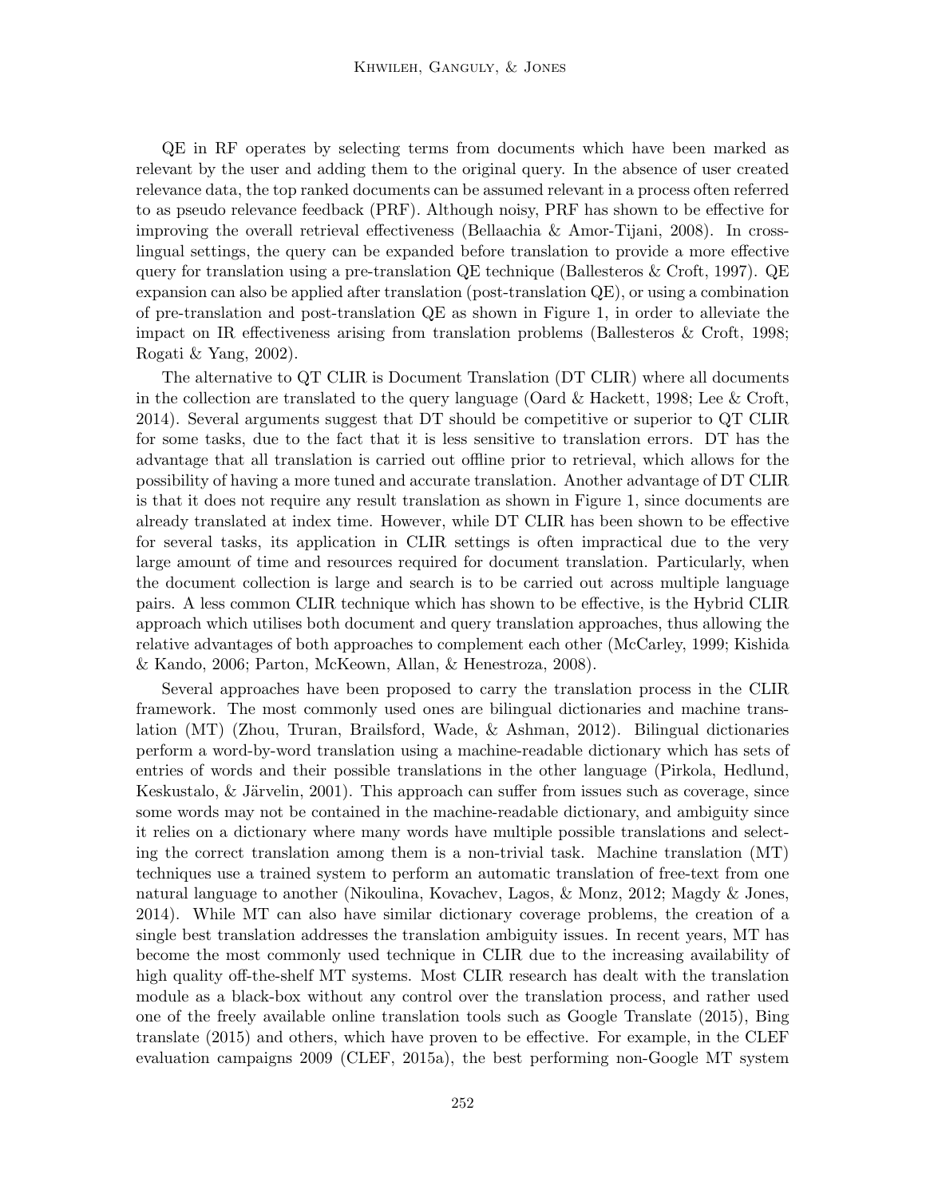QE in RF operates by selecting terms from documents which have been marked as relevant by the user and adding them to the original query. In the absence of user created relevance data, the top ranked documents can be assumed relevant in a process often referred to as pseudo relevance feedback (PRF). Although noisy, PRF has shown to be effective for improving the overall retrieval effectiveness (Bellaachia & Amor-Tijani, 2008). In cross-lingual settings, the query can be expanded before translation to provide a more effective query for translation using a pre-translation QE technique (Ballesteros & Croft, 1997). QE expansion can also be applied after translation (post-translation QE), or using a combination of pre-translation and post-translation QE as shown in Figure 1, in order to alleviate the impact on IR effectiveness arising from translation problems (Ballesteros & Croft, 1998; Rogati & Yang, 2002).

The alternative to QT CLIR is Document Translation (DT CLIR) where all documents in the collection are translated to the query language (Oard & Hackett, 1998; Lee & Croft, 2014). Several arguments suggest that DT should be competitive or superior to QT CLIR for some tasks, due to the fact that it is less sensitive to translation errors. DT has the advantage that all translation is carried out offline prior to retrieval, which allows for the possibility of having a more tuned and accurate translation. Another advantage of DT CLIR is that it does not require any result translation as shown in Figure 1, since documents are already translated at index time. However, while DT CLIR has been shown to be effective for several tasks, its application in CLIR settings is often impractical due to the very large amount of time and resources required for document translation. Particularly, when the document collection is large and search is to be carried out across multiple language pairs. A less common CLIR technique which has shown to be effective, is the Hybrid CLIR approach which utilises both document and query translation approaches, thus allowing the relative advantages of both approaches to complement each other (McCarley, 1999; Kishida & Kando, 2006; Parton, McKeown, Allan, & Henestroza, 2008).

Several approaches have been proposed to carry the translation process in the CLIR framework. The most commonly used ones are bilingual dictionaries and machine translation (MT) (Zhou, Truran, Brailsford, Wade, & Ashman, 2012). Bilingual dictionaries perform a word-by-word translation using a machine-readable dictionary which has sets of entries of words and their possible translations in the other language (Pirkola, Hedlund, Keskustalo, & Järvelin, 2001). This approach can suffer from issues such as coverage, since some words may not be contained in the machine-readable dictionary, and ambiguity since it relies on a dictionary where many words have multiple possible translations and selecting the correct translation among them is a non-trivial task. Machine translation (MT) techniques use a trained system to perform an automatic translation of free-text from one natural language to another (Nikoulina, Kovachev, Lagos, & Monz, 2012; Magdy & Jones, 2014). While MT can also have similar dictionary coverage problems, the creation of a single best translation addresses the translation ambiguity issues. In recent years, MT has become the most commonly used technique in CLIR due to the increasing availability of high quality off-the-shelf MT systems. Most CLIR research has dealt with the translation module as a black-box without any control over the translation process, and rather used one of the freely available online translation tools such as Google Translate (2015), Bing translate (2015) and others, which have proven to be effective. For example, in the CLEF evaluation campaigns 2009 (CLEF, 2015a), the best performing non-Google MT system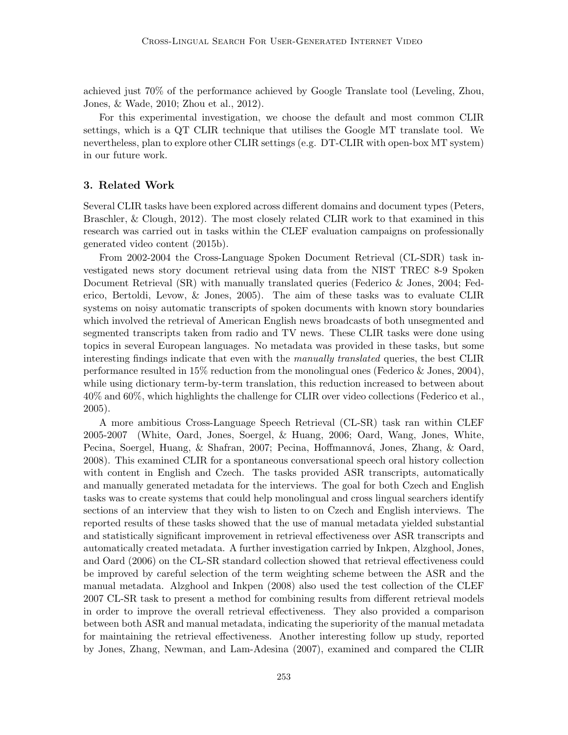achieved just 70% of the performance achieved by Google Translate tool (Leveling, Zhou, Jones, & Wade, 2010; Zhou et al., 2012).

For this experimental investigation, we choose the default and most common CLIR settings, which is a QT CLIR technique that utilises the Google MT translate tool. We nevertheless, plan to explore other CLIR settings (e.g. DT-CLIR with open-box MT system) in our future work.

## 3. Related Work

Several CLIR tasks have been explored across different domains and document types (Peters, Braschler, & Clough, 2012). The most closely related CLIR work to that examined in this research was carried out in tasks within the CLEF evaluation campaigns on professionally generated video content (2015b).

From 2002-2004 the Cross-Language Spoken Document Retrieval (CL-SDR) task investigated news story document retrieval using data from the NIST TREC 8-9 Spoken Document Retrieval (SR) with manually translated queries (Federico & Jones, 2004; Federico, Bertoldi, Levow, & Jones, 2005). The aim of these tasks was to evaluate CLIR systems on noisy automatic transcripts of spoken documents with known story boundaries which involved the retrieval of American English news broadcasts of both unsegmented and segmented transcripts taken from radio and TV news. These CLIR tasks were done using topics in several European languages. No metadata was provided in these tasks, but some interesting findings indicate that even with the *manually translated* queries, the best CLIR performance resulted in 15% reduction from the monolingual ones (Federico & Jones, 2004), while using dictionary term-by-term translation, this reduction increased to between about 40% and 60%, which highlights the challenge for CLIR over video collections (Federico et al., 2005).

A more ambitious Cross-Language Speech Retrieval (CL-SR) task ran within CLEF 2005-2007 (White, Oard, Jones, Soergel, & Huang, 2006; Oard, Wang, Jones, White, Pecina, Soergel, Huang, & Shafran, 2007; Pecina, Hoffmannová, Jones, Zhang, & Oard, 2008). This examined CLIR for a spontaneous conversational speech oral history collection with content in English and Czech. The tasks provided ASR transcripts, automatically and manually generated metadata for the interviews. The goal for both Czech and English tasks was to create systems that could help monolingual and cross lingual searchers identify sections of an interview that they wish to listen to on Czech and English interviews. The reported results of these tasks showed that the use of manual metadata yielded substantial and statistically significant improvement in retrieval effectiveness over ASR transcripts and automatically created metadata. A further investigation carried by Inkpen, Alzghool, Jones, and Oard (2006) on the CL-SR standard collection showed that retrieval effectiveness could be improved by careful selection of the term weighting scheme between the ASR and the manual metadata. Alzghool and Inkpen (2008) also used the test collection of the CLEF 2007 CL-SR task to present a method for combining results from different retrieval models in order to improve the overall retrieval effectiveness. They also provided a comparison between both ASR and manual metadata, indicating the superiority of the manual metadata for maintaining the retrieval effectiveness. Another interesting follow up study, reported by Jones, Zhang, Newman, and Lam-Adesina (2007), examined and compared the CLIR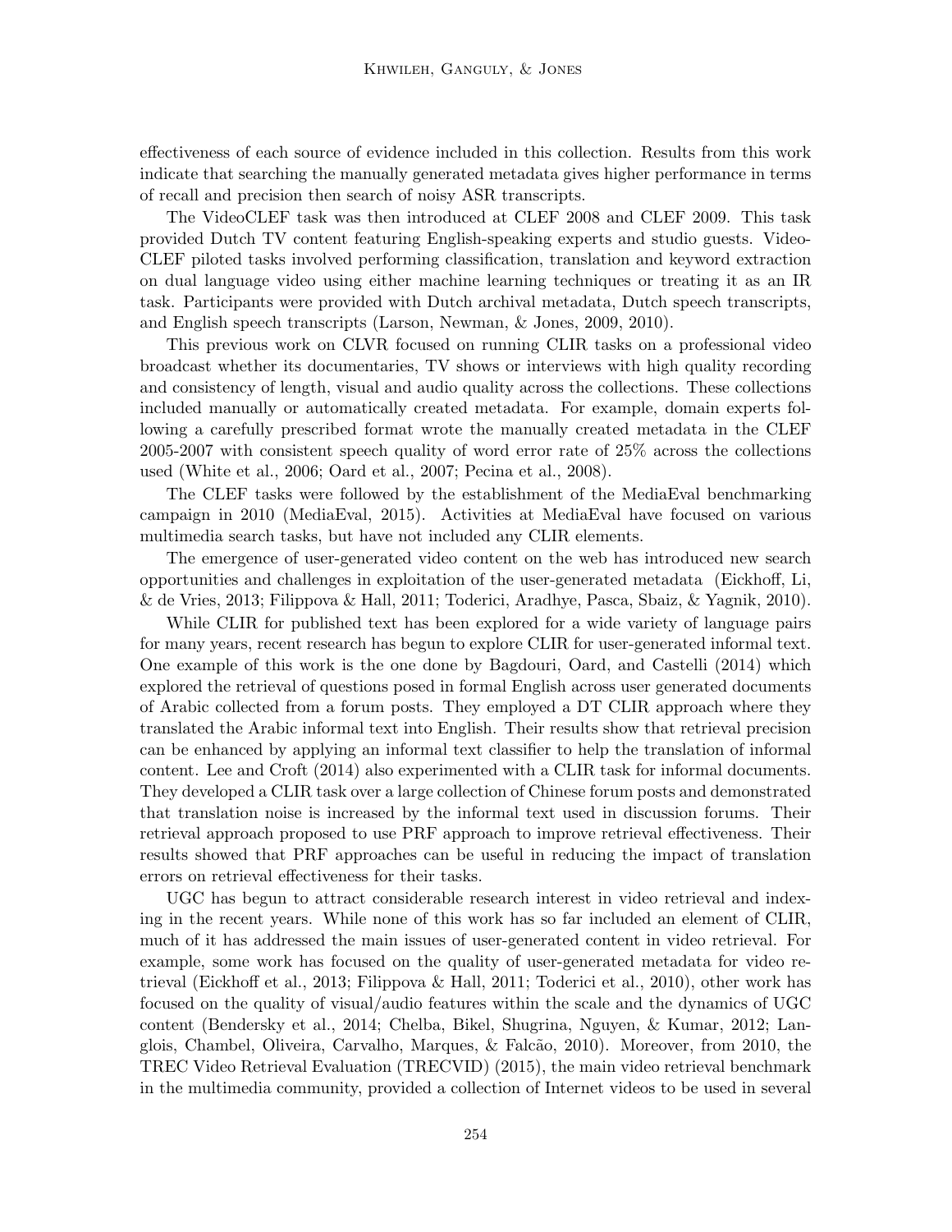effectiveness of each source of evidence included in this collection. Results from this work indicate that searching the manually generated metadata gives higher performance in terms of recall and precision then search of noisy ASR transcripts.

The VideoCLEF task was then introduced at CLEF 2008 and CLEF 2009. This task provided Dutch TV content featuring English-speaking experts and studio guests. VideoCLEF piloted tasks involved performing classification, translation and keyword extraction on dual language video using either machine learning techniques or treating it as an IR task. Participants were provided with Dutch archival metadata, Dutch speech transcripts, and English speech transcripts (Larson, Newman, & Jones, 2009, 2010).

This previous work on CLVR focused on running CLIR tasks on a professional video broadcast whether its documentaries, TV shows or interviews with high quality recording and consistency of length, visual and audio quality across the collections. These collections included manually or automatically created metadata. For example, domain experts following a carefully prescribed format wrote the manually created metadata in the CLEF 2005-2007 with consistent speech quality of word error rate of 25% across the collections used (White et al., 2006; Oard et al., 2007; Pecina et al., 2008).

The CLEF tasks were followed by the establishment of the MediaEval benchmarking campaign in 2010 (MediaEval, 2015). Activities at MediaEval have focused on various multimedia search tasks, but have not included any CLIR elements.

The emergence of user-generated video content on the web has introduced new search opportunities and challenges in exploitation of the user-generated metadata (Eickhoff, Li, & de Vries, 2013; Filippova & Hall, 2011; Toderici, Aradhye, Pasca, Sbaiz, & Yagnik, 2010).

While CLIR for published text has been explored for a wide variety of language pairs for many years, recent research has begun to explore CLIR for user-generated informal text. One example of this work is the one done by Bagdouri, Oard, and Castelli (2014) which explored the retrieval of questions posed in formal English across user generated documents of Arabic collected from a forum posts. They employed a DT CLIR approach where they translated the Arabic informal text into English. Their results show that retrieval precision can be enhanced by applying an informal text classifier to help the translation of informal content. Lee and Croft (2014) also experimented with a CLIR task for informal documents. They developed a CLIR task over a large collection of Chinese forum posts and demonstrated that translation noise is increased by the informal text used in discussion forums. Their retrieval approach proposed to use PRF approach to improve retrieval effectiveness. Their results showed that PRF approaches can be useful in reducing the impact of translation errors on retrieval effectiveness for their tasks.

UGC has begun to attract considerable research interest in video retrieval and indexing in the recent years. While none of this work has so far included an element of CLIR, much of it has addressed the main issues of user-generated content in video retrieval. For example, some work has focused on the quality of user-generated metadata for video retrieval (Eickhoff et al., 2013; Filippova & Hall, 2011; Toderici et al., 2010), other work has focused on the quality of visual/audio features within the scale and the dynamics of UGC content (Bendersky et al., 2014; Chelba, Bikel, Shugrina, Nguyen, & Kumar, 2012; Langlois, Chambel, Oliveira, Carvalho, Marques, & Falcão, 2010). Moreover, from 2010, the TREC Video Retrieval Evaluation (TRECVID) (2015), the main video retrieval benchmark in the multimedia community, provided a collection of Internet videos to be used in several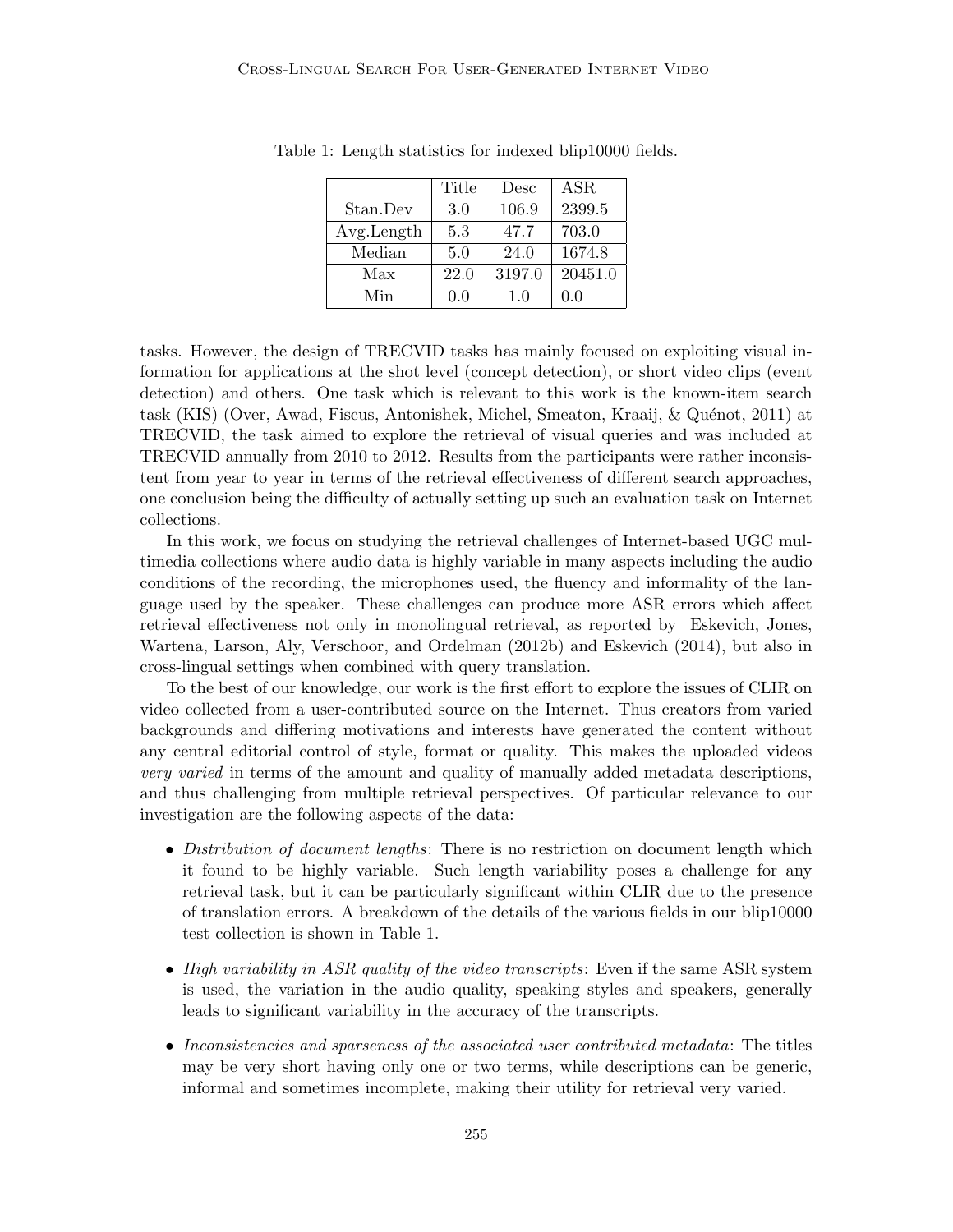Table 1: Length statistics for indexed blip10000 fields.

| | Title | Desc | ASR |
|---|---|---|---|
| Stan.Dev | 3.0 | 106.9 | 2399.5 |
| Avg.Length | 5.3 | 47.7 | 703.0 |
| Median | 5.0 | 24.0 | 1674.8 |
| Max | 22.0 | 3197.0 | 20451.0 |
| Min | 0.0 | 1.0 | 0.0 |

tasks. However, the design of TRECVID tasks has mainly focused on exploiting visual information for applications at the shot level (concept detection), or short video clips (event detection) and others. One task which is relevant to this work is the known-item search task (KIS) (Over, Awad, Fiscus, Antonishek, Michel, Smeaton, Kraaij, & Quénot, 2011) at TRECVID, the task aimed to explore the retrieval of visual queries and was included at TRECVID annually from 2010 to 2012. Results from the participants were rather inconsistent from year to year in terms of the retrieval effectiveness of different search approaches, one conclusion being the difficulty of actually setting up such an evaluation task on Internet collections.

In this work, we focus on studying the retrieval challenges of Internet-based UGC multimedia collections where audio data is highly variable in many aspects including the audio conditions of the recording, the microphones used, the fluency and informality of the language used by the speaker. These challenges can produce more ASR errors which affect retrieval effectiveness not only in monolingual retrieval, as reported by Eskevich, Jones, Wartena, Larson, Aly, Verschoor, and Ordelman (2012b) and Eskevich (2014), but also in cross-lingual settings when combined with query translation.

To the best of our knowledge, our work is the first effort to explore the issues of CLIR on video collected from a user-contributed source on the Internet. Thus creators from varied backgrounds and differing motivations and interests have generated the content without any central editorial control of style, format or quality. This makes the uploaded videos *very varied* in terms of the amount and quality of manually added metadata descriptions, and thus challenging from multiple retrieval perspectives. Of particular relevance to our investigation are the following aspects of the data:

- *Distribution of document lengths*: There is no restriction on document length which it found to be highly variable. Such length variability poses a challenge for any retrieval task, but it can be particularly significant within CLIR due to the presence of translation errors. A breakdown of the details of the various fields in our blip10000 test collection is shown in Table 1.
- *High variability in ASR quality of the video transcripts*: Even if the same ASR system is used, the variation in the audio quality, speaking styles and speakers, generally leads to significant variability in the accuracy of the transcripts.
- *Inconsistencies and sparseness of the associated user contributed metadata*: The titles may be very short having only one or two terms, while descriptions can be generic, informal and sometimes incomplete, making their utility for retrieval very varied.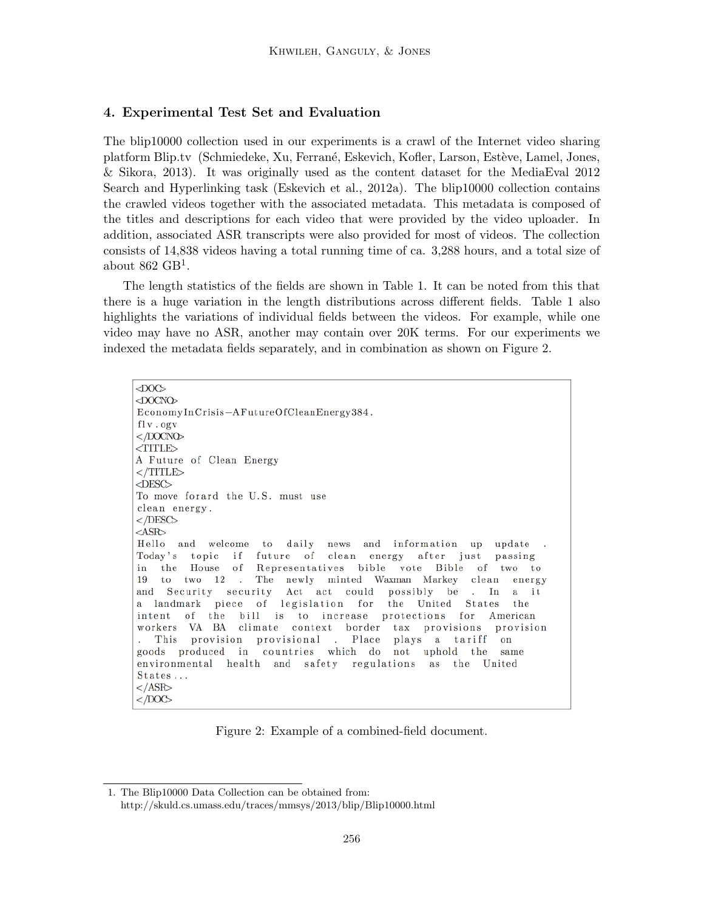## 4. Experimental Test Set and Evaluation

The blip10000 collection used in our experiments is a crawl of the Internet video sharing platform Blip.tv (Schmiedeke, Xu, Ferrané, Eskevich, Kofler, Larson, Estève, Lamel, Jones, & Sikora, 2013). It was originally used as the content dataset for the MediaEval 2012 Search and Hyperlinking task (Eskevich et al., 2012a). The blip10000 collection contains the crawled videos together with the associated metadata. This metadata is composed of the titles and descriptions for each video that were provided by the video uploader. In addition, associated ASR transcripts were also provided for most of videos. The collection consists of 14,838 videos having a total running time of ca. 3,288 hours, and a total size of about 862 GB[1].

The length statistics of the fields are shown in Table 1. It can be noted from this that there is a huge variation in the length distributions across different fields. Table 1 also highlights the variations of individual fields between the videos. For example, while one video may have no ASR, another may contain over 20K terms. For our experiments we indexed the metadata fields separately, and in combination as shown on Figure 2.

```
<DOC>
<DOCNO>
EconomyInCrisis−AFutureOfCleanEnergy384.
flv.ogv
</DOCNO>
<TITLE>
A Future of Clean Energy
</TITLE>
<DESC>
To move forard the U.S. must use
clean energy.
</DESC>
<ASR>
Hello and welcome to daily news and information up update .
Today's topic if future of clean energy after just passing
in the House of Representatives bible vote Bible of two to
19 to two 12 . The newly minted Waxman Markey clean energy
and Security security Act act could possibly be . In a it
a landmark piece of legislation for the United States the
intent of the bill is to increase protections for American
workers VA BA climate context border tax provisions provision
. This provision provisional . Place plays a tariff on
goods produced in countries which do not uphold the same
environmental health and safety regulations as the United
States...
</ASR>
</DOC>
```

Figure 2: Example of a combined-field document.

1. The Blip10000 Data Collection can be obtained from: http://skuld.cs.umass.edu/traces/mmsys/2013/blip/Blip10000.html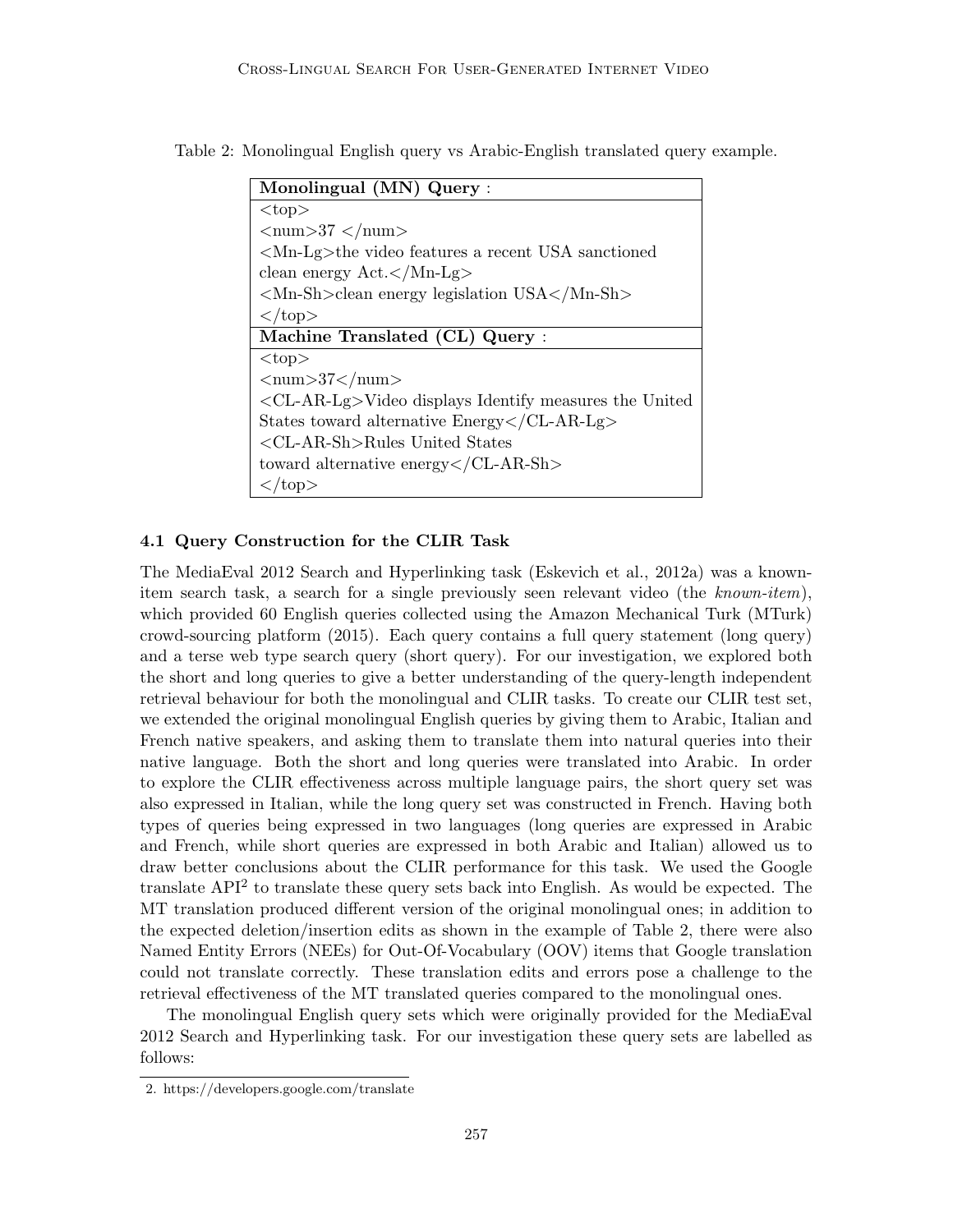Table 2: Monolingual English query vs Arabic-English translated query example.

| **Monolingual (MN) Query** : |
|---|
| <top> |
| <num>37 </num> |
| <Mn-Lg>the video features a recent USA sanctioned clean energy Act.</Mn-Lg> |
| <Mn-Sh>clean energy legislation USA</Mn-Sh> |
| </top> |
| **Machine Translated (CL) Query** : |
| <top> |
| <num>37</num> |
| <CL-AR-Lg>Video displays Identify measures the United States toward alternative Energy</CL-AR-Lg> |
| <CL-AR-Sh>Rules United States toward alternative energy</CL-AR-Sh> |
| </top> |

### 4.1 Query Construction for the CLIR Task

The MediaEval 2012 Search and Hyperlinking task (Eskevich et al., 2012a) was a known-item search task, a search for a single previously seen relevant video (the *known-item*), which provided 60 English queries collected using the Amazon Mechanical Turk (MTurk) crowd-sourcing platform (2015). Each query contains a full query statement (long query) and a terse web type search query (short query). For our investigation, we explored both the short and long queries to give a better understanding of the query-length independent retrieval behaviour for both the monolingual and CLIR tasks. To create our CLIR test set, we extended the original monolingual English queries by giving them to Arabic, Italian and French native speakers, and asking them to translate them into natural queries into their native language. Both the short and long queries were translated into Arabic. In order to explore the CLIR effectiveness across multiple language pairs, the short query set was also expressed in Italian, while the long query set was constructed in French. Having both types of queries being expressed in two languages (long queries are expressed in Arabic and French, while short queries are expressed in both Arabic and Italian) allowed us to draw better conclusions about the CLIR performance for this task. We used the Google translate API[2] to translate these query sets back into English. As would be expected. The MT translation produced different version of the original monolingual ones; in addition to the expected deletion/insertion edits as shown in the example of Table 2, there were also Named Entity Errors (NEEs) for Out-Of-Vocabulary (OOV) items that Google translation could not translate correctly. These translation edits and errors pose a challenge to the retrieval effectiveness of the MT translated queries compared to the monolingual ones.

The monolingual English query sets which were originally provided for the MediaEval 2012 Search and Hyperlinking task. For our investigation these query sets are labelled as follows:

2. https://developers.google.com/translate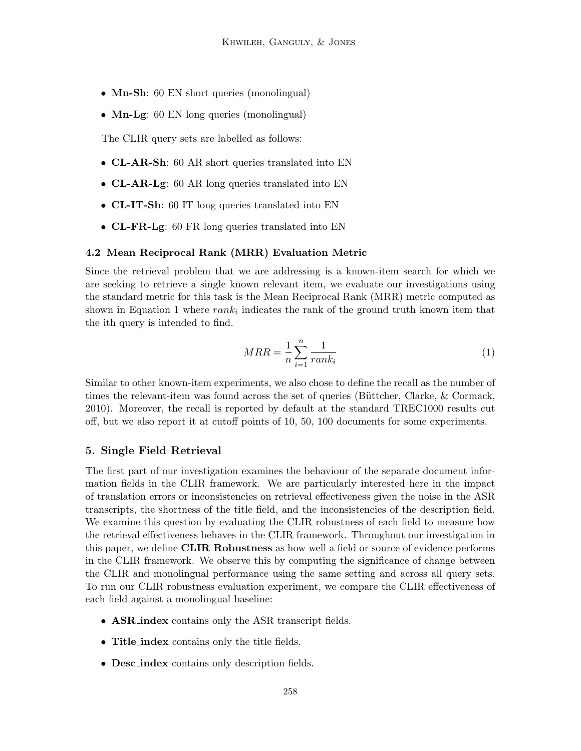- **Mn-Sh**: 60 EN short queries (monolingual)
- **Mn-Lg**: 60 EN long queries (monolingual)

The CLIR query sets are labelled as follows:

- **CL-AR-Sh**: 60 AR short queries translated into EN
- **CL-AR-Lg**: 60 AR long queries translated into EN
- **CL-IT-Sh**: 60 IT long queries translated into EN
- **CL-FR-Lg**: 60 FR long queries translated into EN

### 4.2 Mean Reciprocal Rank (MRR) Evaluation Metric

Since the retrieval problem that we are addressing is a known-item search for which we are seeking to retrieve a single known relevant item, we evaluate our investigations using the standard metric for this task is the Mean Reciprocal Rank (MRR) metric computed as shown in Equation 1 where $rank_i$ indicates the rank of the ground truth known item that the ith query is intended to find.

$$MRR = \frac{1}{n} \sum_{i=1}^{n} \frac{1}{rank_i} \tag{1}$$

Similar to other known-item experiments, we also chose to define the recall as the number of times the relevant-item was found across the set of queries (Büttcher, Clarke, & Cormack, 2010). Moreover, the recall is reported by default at the standard TREC1000 results cut off, but we also report it at cutoff points of 10, 50, 100 documents for some experiments.

## 5. Single Field Retrieval

The first part of our investigation examines the behaviour of the separate document information fields in the CLIR framework. We are particularly interested here in the impact of translation errors or inconsistencies on retrieval effectiveness given the noise in the ASR transcripts, the shortness of the title field, and the inconsistencies of the description field. We examine this question by evaluating the CLIR robustness of each field to measure how the retrieval effectiveness behaves in the CLIR framework. Throughout our investigation in this paper, we define **CLIR Robustness** as how well a field or source of evidence performs in the CLIR framework. We observe this by computing the significance of change between the CLIR and monolingual performance using the same setting and across all query sets. To run our CLIR robustness evaluation experiment, we compare the CLIR effectiveness of each field against a monolingual baseline:

- **ASR_index** contains only the ASR transcript fields.
- **Title_index** contains only the title fields.
- **Desc_index** contains only description fields.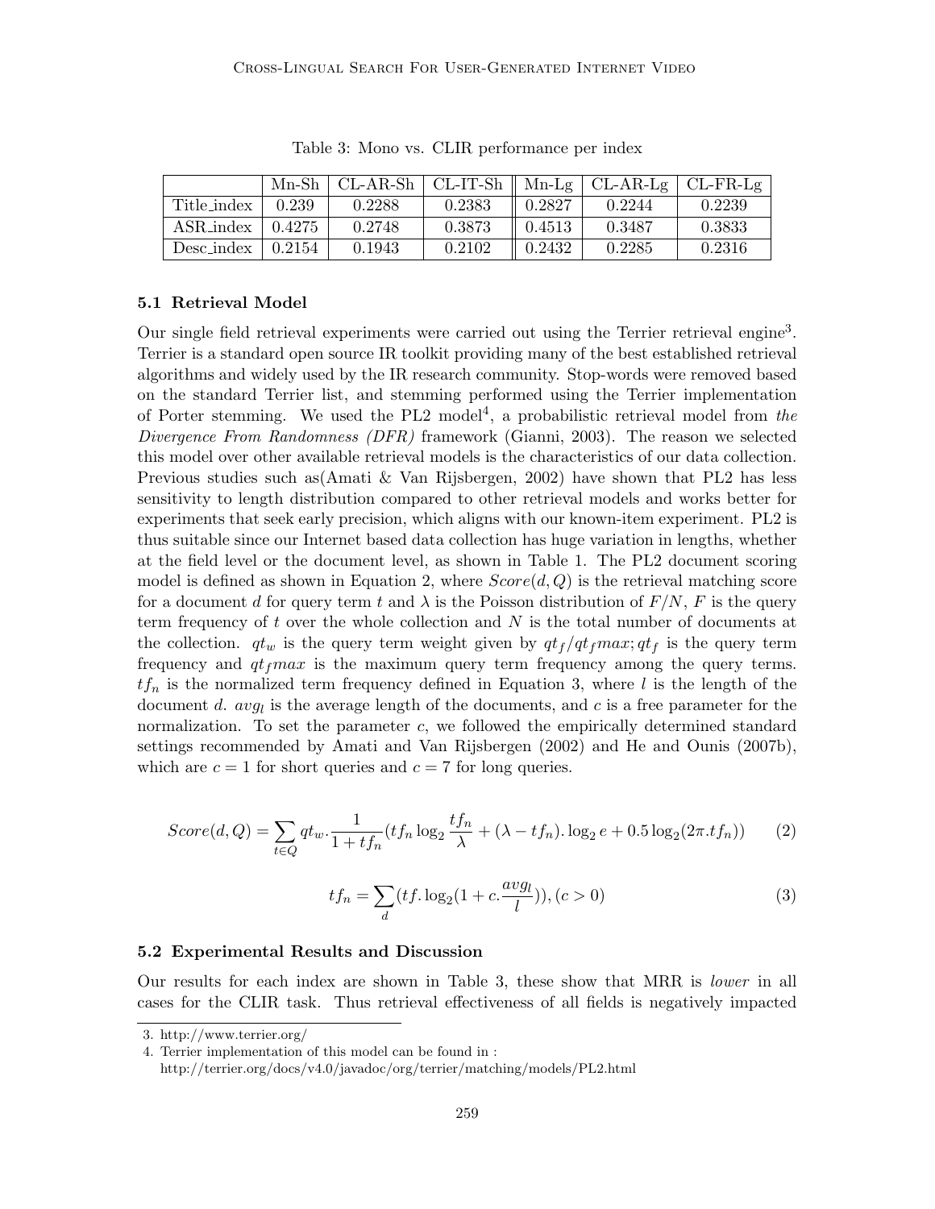Table 3: Mono vs. CLIR performance per index

| | Mn-Sh | CL-AR-Sh | CL-IT-Sh | Mn-Lg | CL-AR-Lg | CL-FR-Lg |
|---|---|---|---|---|---|---|
| Title_index | 0.239 | 0.2288 | 0.2383 | 0.2827 | 0.2244 | 0.2239 |
| ASR_index | 0.4275 | 0.2748 | 0.3873 | 0.4513 | 0.3487 | 0.3833 |
| Desc_index | 0.2154 | 0.1943 | 0.2102 | 0.2432 | 0.2285 | 0.2316 |

### 5.1 Retrieval Model

Our single field retrieval experiments were carried out using the Terrier retrieval engine[3]. Terrier is a standard open source IR toolkit providing many of the best established retrieval algorithms and widely used by the IR research community. Stop-words were removed based on the standard Terrier list, and stemming performed using the Terrier implementation of Porter stemming. We used the PL2 model[4], a probabilistic retrieval model from *the Divergence From Randomness (DFR)* framework (Gianni, 2003). The reason we selected this model over other available retrieval models is the characteristics of our data collection. Previous studies such as(Amati & Van Rijsbergen, 2002) have shown that PL2 has less sensitivity to length distribution compared to other retrieval models and works better for experiments that seek early precision, which aligns with our known-item experiment. PL2 is thus suitable since our Internet based data collection has huge variation in lengths, whether at the field level or the document level, as shown in Table 1. The PL2 document scoring model is defined as shown in Equation 2, where $Score(d, Q)$ is the retrieval matching score for a document $d$ for query term $t$ and $\lambda$ is the Poisson distribution of $F/N$, $F$ is the query term frequency of $t$ over the whole collection and $N$ is the total number of documents at the collection. $qt_w$ is the query term weight given by $qt_f/qt_f max; qt_f$ is the query term frequency and $qt_f max$ is the maximum query term frequency among the query terms. $tf_n$ is the normalized term frequency defined in Equation 3, where $l$ is the length of the document $d$. $avg_l$ is the average length of the documents, and $c$ is a free parameter for the normalization. To set the parameter $c$, we followed the empirically determined standard settings recommended by Amati and Van Rijsbergen (2002) and He and Ounis (2007b), which are $c = 1$ for short queries and $c = 7$ for long queries.

$$Score(d, Q) = \sum_{t \in Q} qt_w . \frac{1}{1 + tf_n} (tf_n \log_2 \frac{tf_n}{\lambda} + (\lambda - tf_n). \log_2 e + 0.5 \log_2 (2\pi . tf_n)) \tag{2}$$

$$tf_n = \sum_d (tf. \log_2 (1 + c. \frac{avg_l}{l})), (c > 0) \tag{3}$$

### 5.2 Experimental Results and Discussion

Our results for each index are shown in Table 3, these show that MRR is *lower* in all cases for the CLIR task. Thus retrieval effectiveness of all fields is negatively impacted

3. http://www.terrier.org/
4. Terrier implementation of this model can be found in : http://terrier.org/docs/v4.0/javadoc/org/terrier/matching/models/PL2.html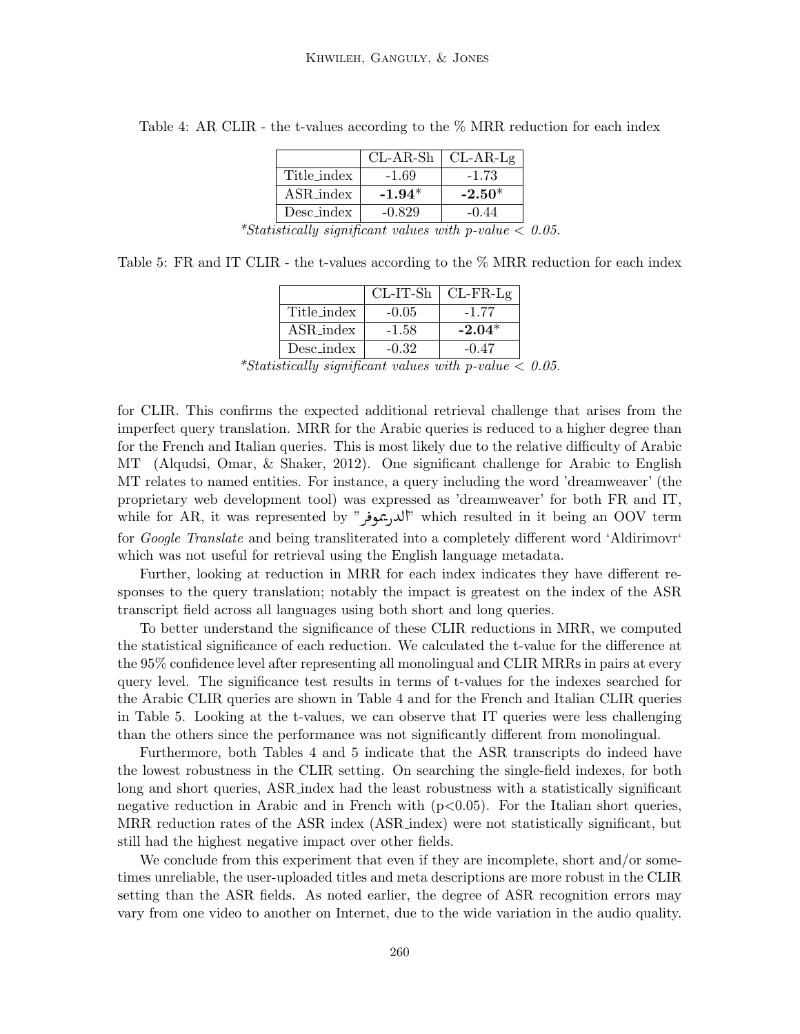Table 4: AR CLIR - the t-values according to the % MRR reduction for each index

| | CL-AR-Sh | CL-AR-Lg |
|---|---|---|
| Title_index | -1.69 | -1.73 |
| ASR_index | **-1.94***| **-2.50***|
| Desc_index | -0.829 | -0.44 |

**Statistically significant values with p-value < 0.05.*

Table 5: FR and IT CLIR - the t-values according to the % MRR reduction for each index

| | CL-IT-Sh | CL-FR-Lg |
|---|---|---|
| Title_index | -0.05 | -1.77 |
| ASR_index | -1.58 | **-2.04***|
| Desc_index | -0.32 | -0.47 |

**Statistically significant values with p-value < 0.05.*

for CLIR. This confirms the expected additional retrieval challenge that arises from the imperfect query translation. MRR for the Arabic queries is reduced to a higher degree than for the French and Italian queries. This is most likely due to the relative difficulty of Arabic MT (Alqudsi, Omar, & Shaker, 2012). One significant challenge for Arabic to English MT relates to named entities. For instance, a query including the word 'dreamweaver' (the proprietary web development tool) was expressed as 'dreamweaver' for both FR and IT, while for AR, it was represented by "الدريموفر" which resulted in it being an OOV term for *Google Translate* and being transliterated into a completely different word 'Aldirimovr' which was not useful for retrieval using the English language metadata.

Further, looking at reduction in MRR for each index indicates they have different responses to the query translation; notably the impact is greatest on the index of the ASR transcript field across all languages using both short and long queries.

To better understand the significance of these CLIR reductions in MRR, we computed the statistical significance of each reduction. We calculated the t-value for the difference at the 95% confidence level after representing all monolingual and CLIR MRRs in pairs at every query level. The significance test results in terms of t-values for the indexes searched for the Arabic CLIR queries are shown in Table 4 and for the French and Italian CLIR queries in Table 5. Looking at the t-values, we can observe that IT queries were less challenging than the others since the performance was not significantly different from monolingual.

Furthermore, both Tables 4 and 5 indicate that the ASR transcripts do indeed have the lowest robustness in the CLIR setting. On searching the single-field indexes, for both long and short queries, ASR_index had the least robustness with a statistically significant negative reduction in Arabic and in French with ($p<0.05$). For the Italian short queries, MRR reduction rates of the ASR index (ASR_index) were not statistically significant, but still had the highest negative impact over other fields.

We conclude from this experiment that even if they are incomplete, short and/or sometimes unreliable, the user-uploaded titles and meta descriptions are more robust in the CLIR setting than the ASR fields. As noted earlier, the degree of ASR recognition errors may vary from one video to another on Internet, due to the wide variation in the audio quality.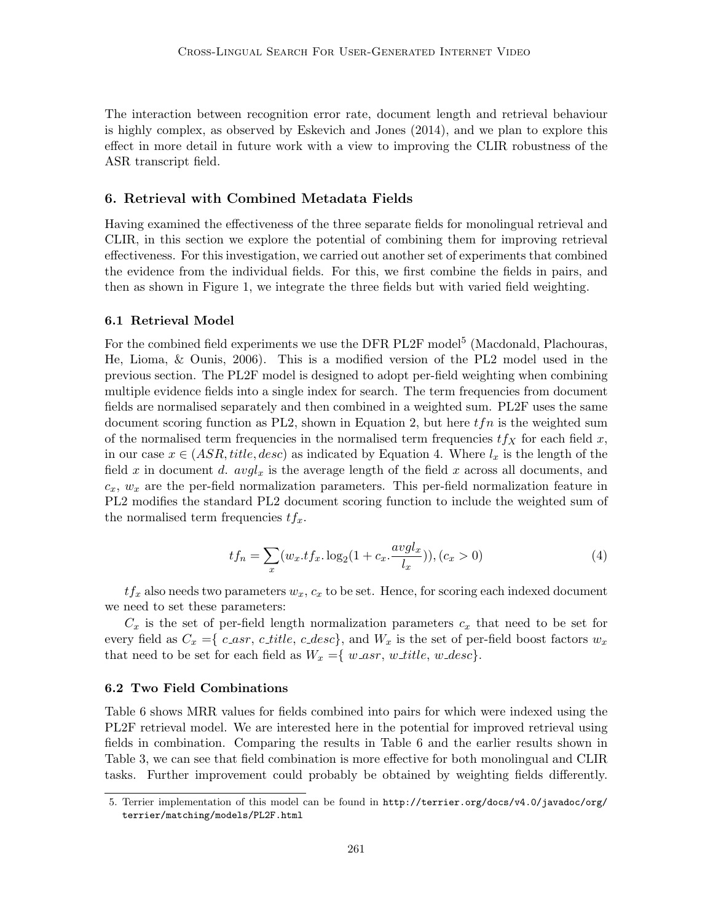The interaction between recognition error rate, document length and retrieval behaviour is highly complex, as observed by Eskevich and Jones (2014), and we plan to explore this effect in more detail in future work with a view to improving the CLIR robustness of the ASR transcript field.

## 6. Retrieval with Combined Metadata Fields

Having examined the effectiveness of the three separate fields for monolingual retrieval and CLIR, in this section we explore the potential of combining them for improving retrieval effectiveness. For this investigation, we carried out another set of experiments that combined the evidence from the individual fields. For this, we first combine the fields in pairs, and then as shown in Figure 1, we integrate the three fields but with varied field weighting.

### 6.1 Retrieval Model

For the combined field experiments we use the DFR PL2F model[5] (Macdonald, Plachouras, He, Lioma, & Ounis, 2006). This is a modified version of the PL2 model used in the previous section. The PL2F model is designed to adopt per-field weighting when combining multiple evidence fields into a single index for search. The term frequencies from document fields are normalised separately and then combined in a weighted sum. PL2F uses the same document scoring function as PL2, shown in Equation 2, but here $tfn$ is the weighted sum of the normalised term frequencies in the normalised term frequencies $tf_X$ for each field $x$, in our case $x \in (ASR, title, desc)$ as indicated by Equation 4. Where $l_x$ is the length of the field $x$ in document $d$. $avgl_x$ is the average length of the field $x$ across all documents, and $c_x$, $w_x$ are the per-field normalization parameters. This per-field normalization feature in PL2 modifies the standard PL2 document scoring function to include the weighted sum of the normalised term frequencies $tf_x$.

$$tf_n = \sum_x (w_x . tf_x . \log_2(1 + c_x . \frac{avgl_x}{l_x})), (c_x > 0) \tag{4}$$

$tf_x$ also needs two parameters $w_x$, $c_x$ to be set. Hence, for scoring each indexed document we need to set these parameters:

$C_x$ is the set of per-field length normalization parameters $c_x$ that need to be set for every field as $C_x = \{ c\_asr, c\_title, c\_desc \}$, and $W_x$ is the set of per-field boost factors $w_x$ that need to be set for each field as $W_x = \{ w\_asr, w\_title, w\_desc \}$.

### 6.2 Two Field Combinations

Table 6 shows MRR values for fields combined into pairs for which were indexed using the PL2F retrieval model. We are interested here in the potential for improved retrieval using fields in combination. Comparing the results in Table 6 and the earlier results shown in Table 3, we can see that field combination is more effective for both monolingual and CLIR tasks. Further improvement could probably be obtained by weighting fields differently.

5. Terrier implementation of this model can be found in `http://terrier.org/docs/v4.0/javadoc/org/terrier/matching/models/PL2F.html`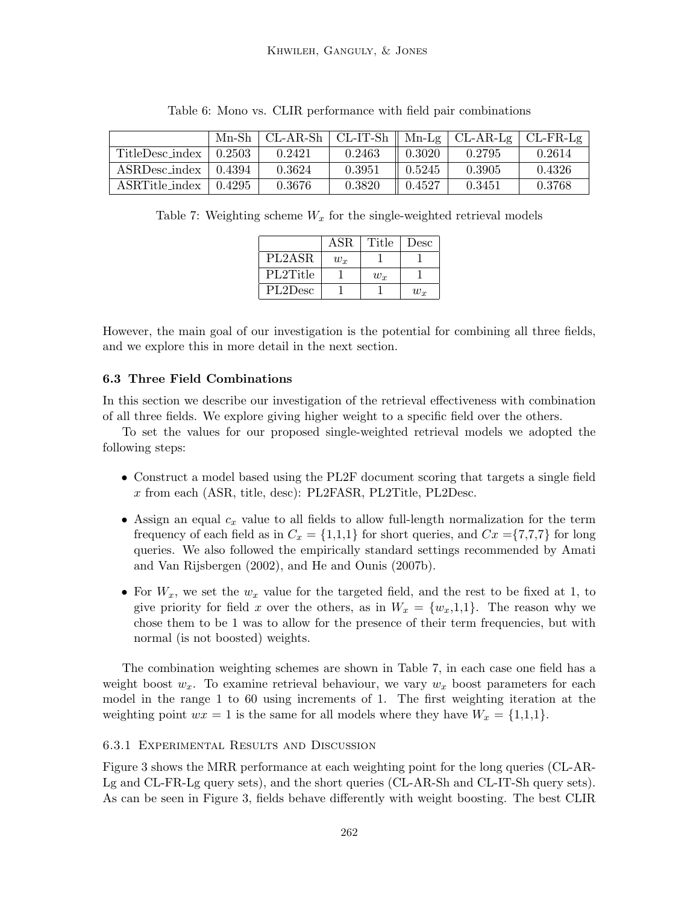Table 6: Mono vs. CLIR performance with field pair combinations

| | Mn-Sh | CL-AR-Sh | CL-IT-Sh | Mn-Lg | CL-AR-Lg | CL-FR-Lg |
|---|---|---|---|---|---|---|
| TitleDesc_index | 0.2503 | 0.2421 | 0.2463 | 0.3020 | 0.2795 | 0.2614 |
| ASRDesc_index | 0.4394 | 0.3624 | 0.3951 | 0.5245 | 0.3905 | 0.4326 |
| ASRTitle_index | 0.4295 | 0.3676 | 0.3820 | 0.4527 | 0.3451 | 0.3768 |

Table 7: Weighting scheme $W_x$ for the single-weighted retrieval models

| | ASR | Title | Desc |
|---|---|---|---|
| PL2ASR | $w_x$ | 1 | 1 |
| PL2Title | 1 | $w_x$ | 1 |
| PL2Desc | 1 | 1 | $w_x$ |

However, the main goal of our investigation is the potential for combining all three fields, and we explore this in more detail in the next section.

### 6.3 Three Field Combinations

In this section we describe our investigation of the retrieval effectiveness with combination of all three fields. We explore giving higher weight to a specific field over the others.

To set the values for our proposed single-weighted retrieval models we adopted the following steps:

- Construct a model based using the PL2F document scoring that targets a single field $x$ from each (ASR, title, desc): PL2FASR, PL2Title, PL2Desc.
- Assign an equal $c_x$ value to all fields to allow full-length normalization for the term frequency of each field as in $C_x = \{1,1,1\}$ for short queries, and $Cx = \{7,7,7\}$ for long queries. We also followed the empirically standard settings recommended by Amati and Van Rijsbergen (2002), and He and Ounis (2007b).
- For $W_x$, we set the $w_x$ value for the targeted field, and the rest to be fixed at 1, to give priority for field $x$ over the others, as in $W_x = \{w_x,1,1\}$. The reason why we chose them to be 1 was to allow for the presence of their term frequencies, but with normal (is not boosted) weights.

The combination weighting schemes are shown in Table 7, in each case one field has a weight boost $w_x$. To examine retrieval behaviour, we vary $w_x$ boost parameters for each model in the range 1 to 60 using increments of 1. The first weighting iteration at the weighting point $wx = 1$ is the same for all models where they have $W_x = \{1,1,1\}$.

#### 6.3.1 Experimental Results and Discussion

Figure 3 shows the MRR performance at each weighting point for the long queries (CL-AR-Lg and CL-FR-Lg query sets), and the short queries (CL-AR-Sh and CL-IT-Sh query sets). As can be seen in Figure 3, fields behave differently with weight boosting. The best CLIR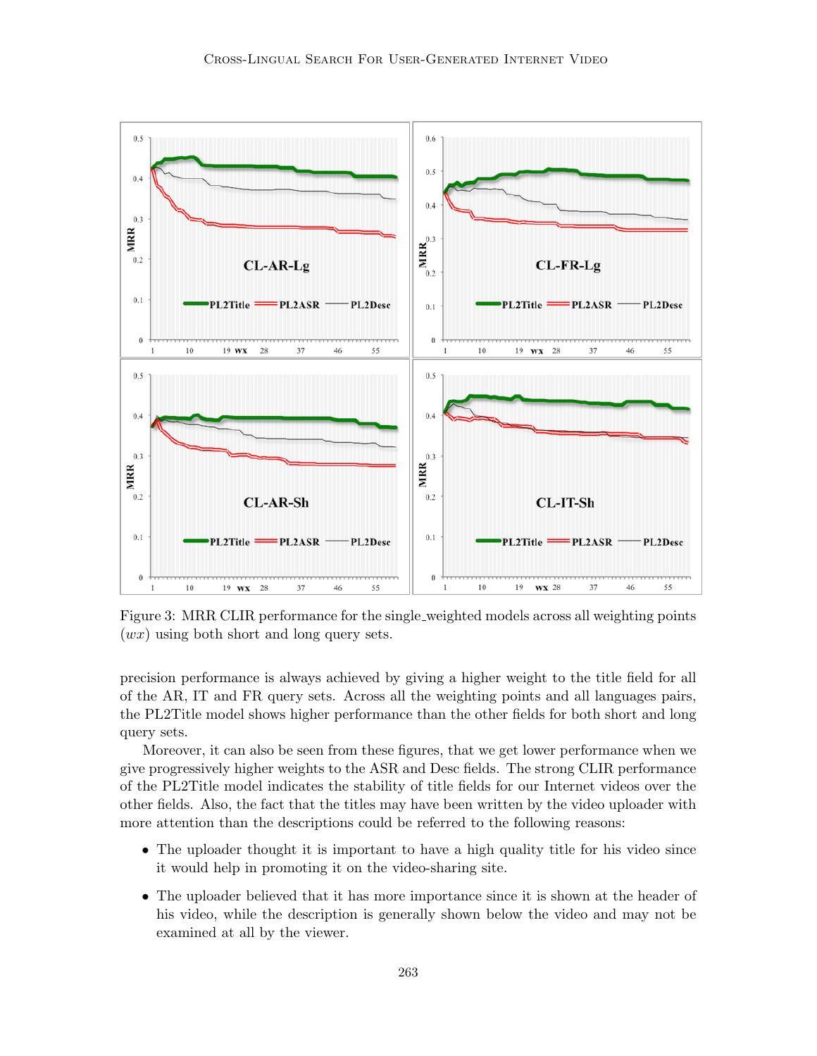Figure 3: MRR CLIR performance for the single_weighted models across all weighting points ($wx$) using both short and long query sets.

precision performance is always achieved by giving a higher weight to the title field for all of the AR, IT and FR query sets. Across all the weighting points and all languages pairs, the PL2Title model shows higher performance than the other fields for both short and long query sets.

Moreover, it can also be seen from these figures, that we get lower performance when we give progressively higher weights to the ASR and Desc fields. The strong CLIR performance of the PL2Title model indicates the stability of title fields for our Internet videos over the other fields. Also, the fact that the titles may have been written by the video uploader with more attention than the descriptions could be referred to the following reasons:

- The uploader thought it is important to have a high quality title for his video since it would help in promoting it on the video-sharing site.
- The uploader believed that it has more importance since it is shown at the header of his video, while the description is generally shown below the video and may not be examined at all by the viewer.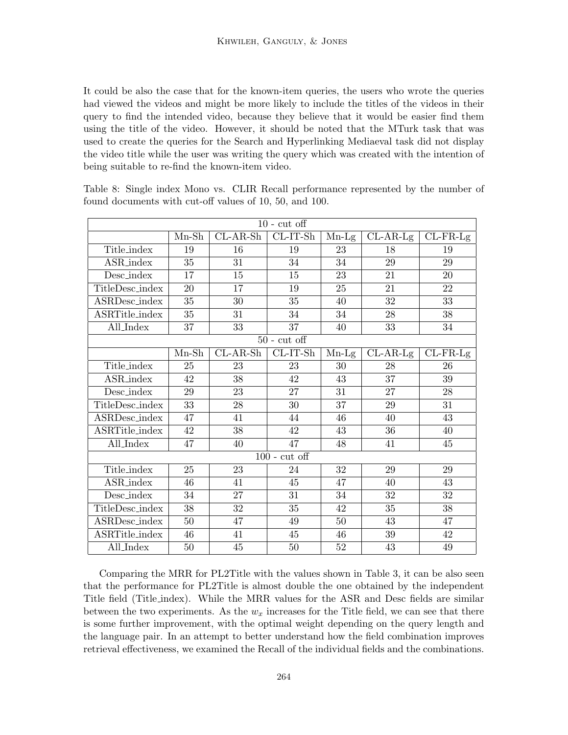It could be also the case that for the known-item queries, the users who wrote the queries had viewed the videos and might be more likely to include the titles of the videos in their query to find the intended video, because they believe that it would be easier find them using the title of the video. However, it should be noted that the MTurk task that was used to create the queries for the Search and Hyperlinking Mediaeval task did not display the video title while the user was writing the query which was created with the intention of being suitable to re-find the known-item video.

Table 8: Single index Mono vs. CLIR Recall performance represented by the number of found documents with cut-off values of 10, 50, and 100.

| 10 - cut off | | | | | | |
|---|---|---|---|---|---|---|
| | Mn-Sh | CL-AR-Sh | CL-IT-Sh | Mn-Lg | CL-AR-Lg | CL-FR-Lg |
| Title_index | 19 | 16 | 19 | 23 | 18 | 19 |
| ASR_index | 35 | 31 | 34 | 34 | 29 | 29 |
| Desc_index | 17 | 15 | 15 | 23 | 21 | 20 |
| TitleDesc_index | 20 | 17 | 19 | 25 | 21 | 22 |
| ASRDesc_index | 35 | 30 | 35 | 40 | 32 | 33 |
| ASRTitle_index | 35 | 31 | 34 | 34 | 28 | 38 |
| All_Index | 37 | 33 | 37 | 40 | 33 | 34 |
| 50 - cut off | | | | | | |
| | Mn-Sh | CL-AR-Sh | CL-IT-Sh | Mn-Lg | CL-AR-Lg | CL-FR-Lg |
| Title_index | 25 | 23 | 23 | 30 | 28 | 26 |
| ASR_index | 42 | 38 | 42 | 43 | 37 | 39 |
| Desc_index | 29 | 23 | 27 | 31 | 27 | 28 |
| TitleDesc_index | 33 | 28 | 30 | 37 | 29 | 31 |
| ASRDesc_index | 47 | 41 | 44 | 46 | 40 | 43 |
| ASRTitle_index | 42 | 38 | 42 | 43 | 36 | 40 |
| All_Index | 47 | 40 | 47 | 48 | 41 | 45 |
| 100 - cut off | | | | | | |
| Title_index | 25 | 23 | 24 | 32 | 29 | 29 |
| ASR_index | 46 | 41 | 45 | 47 | 40 | 43 |
| Desc_index | 34 | 27 | 31 | 34 | 32 | 32 |
| TitleDesc_index | 38 | 32 | 35 | 42 | 35 | 38 |
| ASRDesc_index | 50 | 47 | 49 | 50 | 43 | 47 |
| ASRTitle_index | 46 | 41 | 45 | 46 | 39 | 42 |
| All_Index | 50 | 45 | 50 | 52 | 43 | 49 |

Comparing the MRR for PL2Title with the values shown in Table 3, it can be also seen that the performance for PL2Title is almost double the one obtained by the independent Title field (Title_index). While the MRR values for the ASR and Desc fields are similar between the two experiments. As the $w_x$ increases for the Title field, we can see that there is some further improvement, with the optimal weight depending on the query length and the language pair. In an attempt to better understand how the field combination improves retrieval effectiveness, we examined the Recall of the individual fields and the combinations.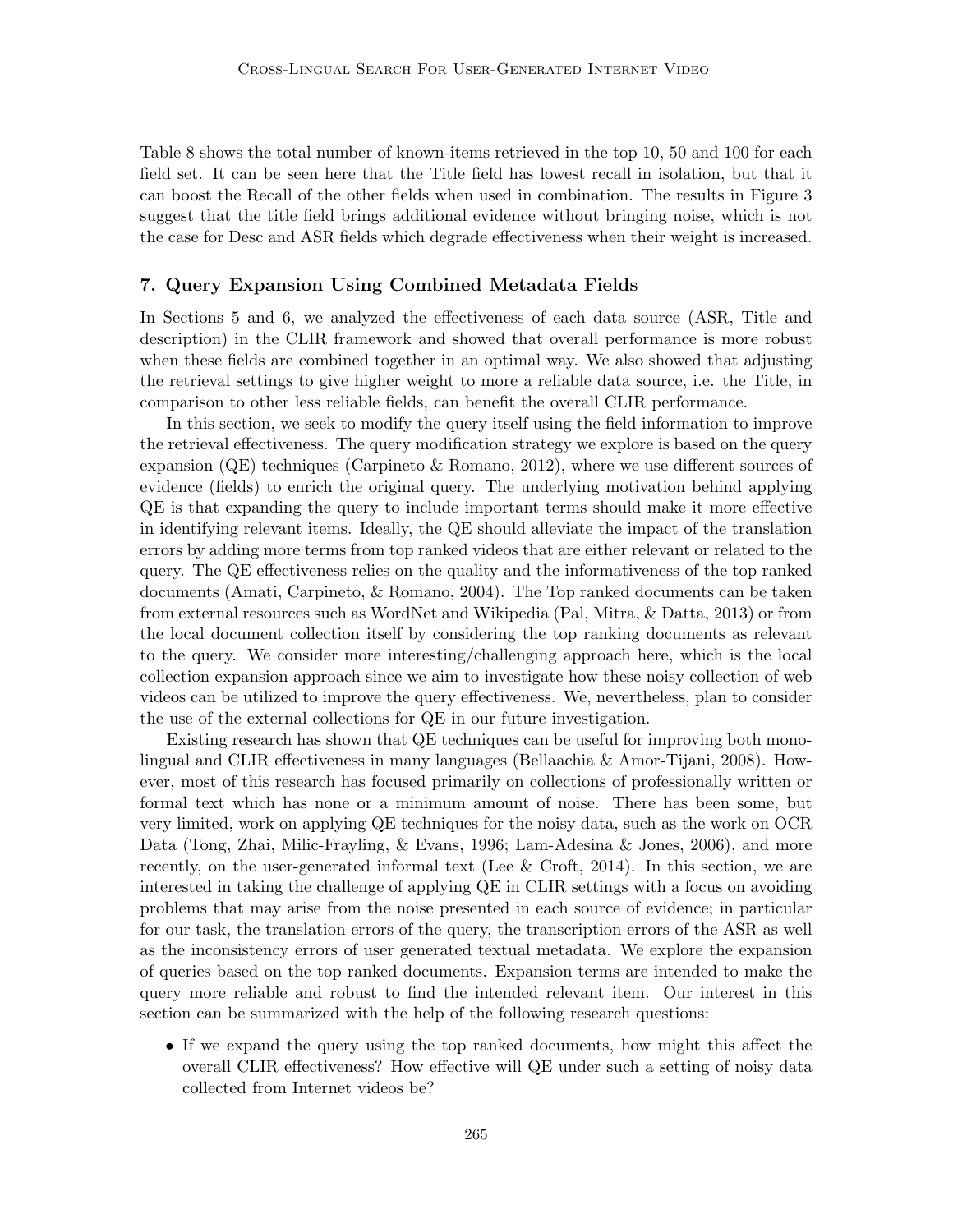Table 8 shows the total number of known-items retrieved in the top 10, 50 and 100 for each field set. It can be seen here that the Title field has lowest recall in isolation, but that it can boost the Recall of the other fields when used in combination. The results in Figure 3 suggest that the title field brings additional evidence without bringing noise, which is not the case for Desc and ASR fields which degrade effectiveness when their weight is increased.

## 7. Query Expansion Using Combined Metadata Fields

In Sections 5 and 6, we analyzed the effectiveness of each data source (ASR, Title and description) in the CLIR framework and showed that overall performance is more robust when these fields are combined together in an optimal way. We also showed that adjusting the retrieval settings to give higher weight to more a reliable data source, i.e. the Title, in comparison to other less reliable fields, can benefit the overall CLIR performance.

In this section, we seek to modify the query itself using the field information to improve the retrieval effectiveness. The query modification strategy we explore is based on the query expansion (QE) techniques (Carpineto & Romano, 2012), where we use different sources of evidence (fields) to enrich the original query. The underlying motivation behind applying QE is that expanding the query to include important terms should make it more effective in identifying relevant items. Ideally, the QE should alleviate the impact of the translation errors by adding more terms from top ranked videos that are either relevant or related to the query. The QE effectiveness relies on the quality and the informativeness of the top ranked documents (Amati, Carpineto, & Romano, 2004). The Top ranked documents can be taken from external resources such as WordNet and Wikipedia (Pal, Mitra, & Datta, 2013) or from the local document collection itself by considering the top ranking documents as relevant to the query. We consider more interesting/challenging approach here, which is the local collection expansion approach since we aim to investigate how these noisy collection of web videos can be utilized to improve the query effectiveness. We, nevertheless, plan to consider the use of the external collections for QE in our future investigation.

Existing research has shown that QE techniques can be useful for improving both monolingual and CLIR effectiveness in many languages (Bellaachia & Amor-Tijani, 2008). However, most of this research has focused primarily on collections of professionally written or formal text which has none or a minimum amount of noise. There has been some, but very limited, work on applying QE techniques for the noisy data, such as the work on OCR Data (Tong, Zhai, Milic-Frayling, & Evans, 1996; Lam-Adesina & Jones, 2006), and more recently, on the user-generated informal text (Lee & Croft, 2014). In this section, we are interested in taking the challenge of applying QE in CLIR settings with a focus on avoiding problems that may arise from the noise presented in each source of evidence; in particular for our task, the translation errors of the query, the transcription errors of the ASR as well as the inconsistency errors of user generated textual metadata. We explore the expansion of queries based on the top ranked documents. Expansion terms are intended to make the query more reliable and robust to find the intended relevant item. Our interest in this section can be summarized with the help of the following research questions:

- If we expand the query using the top ranked documents, how might this affect the overall CLIR effectiveness? How effective will QE under such a setting of noisy data collected from Internet videos be?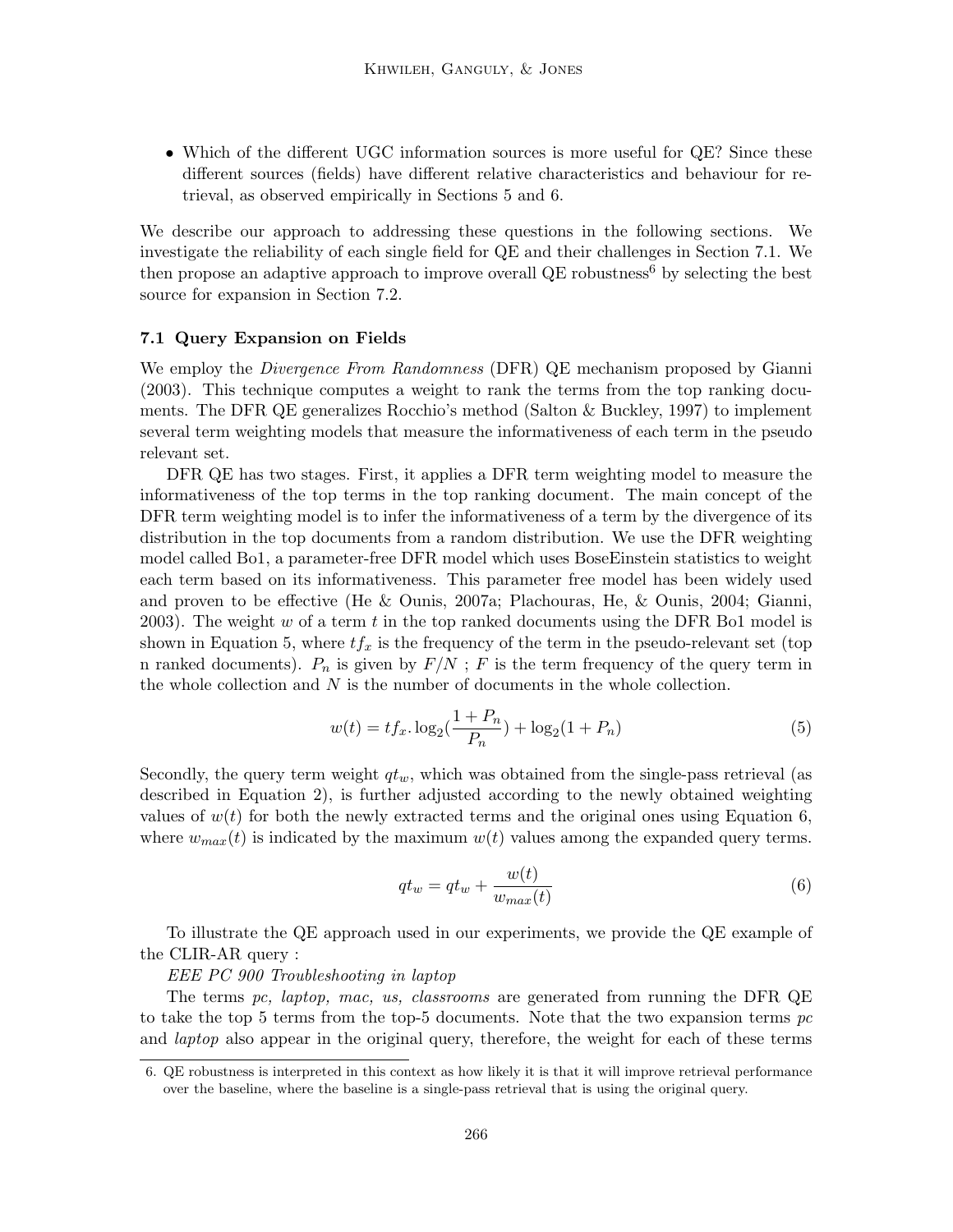- Which of the different UGC information sources is more useful for QE? Since these different sources (fields) have different relative characteristics and behaviour for retrieval, as observed empirically in Sections 5 and 6.

We describe our approach to addressing these questions in the following sections. We investigate the reliability of each single field for QE and their challenges in Section 7.1. We then propose an adaptive approach to improve overall QE robustness[6] by selecting the best source for expansion in Section 7.2.

### 7.1 Query Expansion on Fields

We employ the *Divergence From Randomness* (DFR) QE mechanism proposed by Gianni (2003). This technique computes a weight to rank the terms from the top ranking documents. The DFR QE generalizes Rocchio's method (Salton & Buckley, 1997) to implement several term weighting models that measure the informativeness of each term in the pseudo relevant set.

DFR QE has two stages. First, it applies a DFR term weighting model to measure the informativeness of the top terms in the top ranking document. The main concept of the DFR term weighting model is to infer the informativeness of a term by the divergence of its distribution in the top documents from a random distribution. We use the DFR weighting model called Bo1, a parameter-free DFR model which uses BoseEinstein statistics to weight each term based on its informativeness. This parameter free model has been widely used and proven to be effective (He & Ounis, 2007a; Plachouras, He, & Ounis, 2004; Gianni, 2003). The weight $w$ of a term $t$ in the top ranked documents using the DFR Bo1 model is shown in Equation 5, where $tf_x$ is the frequency of the term in the pseudo-relevant set (top n ranked documents). $P_n$ is given by $F/N$ ; $F$ is the term frequency of the query term in the whole collection and $N$ is the number of documents in the whole collection.

$$w(t) = tf_x . \log_2(\frac{1 + P_n}{P_n}) + \log_2(1 + P_n) \tag{5}$$

Secondly, the query term weight $qt_w$, which was obtained from the single-pass retrieval (as described in Equation 2), is further adjusted according to the newly obtained weighting values of $w(t)$ for both the newly extracted terms and the original ones using Equation 6, where $w_{max}(t)$ is indicated by the maximum $w(t)$ values among the expanded query terms.

$$qt_w = qt_w + \frac{w(t)}{w_{max}(t)} \tag{6}$$

To illustrate the QE approach used in our experiments, we provide the QE example of the CLIR-AR query :

*EEE PC 900 Troubleshooting in laptop*

The terms *pc, laptop, mac, us, classrooms* are generated from running the DFR QE to take the top 5 terms from the top-5 documents. Note that the two expansion terms *pc* and *laptop* also appear in the original query, therefore, the weight for each of these terms

6. QE robustness is interpreted in this context as how likely it is that it will improve retrieval performance over the baseline, where the baseline is a single-pass retrieval that is using the original query.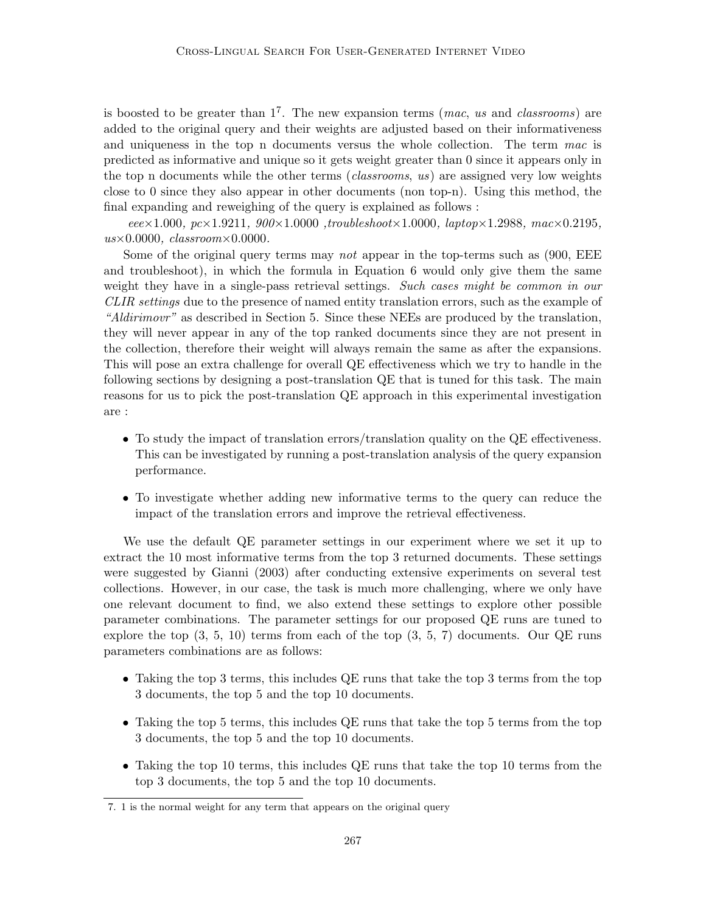is boosted to be greater than 1[7]. The new expansion terms (*mac*, *us* and *classrooms*) are added to the original query and their weights are adjusted based on their informativeness and uniqueness in the top n documents versus the whole collection. The term *mac* is predicted as informative and unique so it gets weight greater than 0 since it appears only in the top n documents while the other terms (*classrooms*, *us*) are assigned very low weights close to 0 since they also appear in other documents (non top-n). Using this method, the final expanding and reweighing of the query is explained as follows :

*eee*×1.000*, pc*×1.9211*, 900*×1.0000 *,troubleshoot*×1.0000*, laptop*×1.2988*, mac*×0.2195*, us*×0.0000*, classroom*×0.0000.

Some of the original query terms may *not* appear in the top-terms such as (900, EEE and troubleshoot), in which the formula in Equation 6 would only give them the same weight they have in a single-pass retrieval settings. *Such cases might be common in our CLIR settings* due to the presence of named entity translation errors, such as the example of *"Aldirimovr"* as described in Section 5. Since these NEEs are produced by the translation, they will never appear in any of the top ranked documents since they are not present in the collection, therefore their weight will always remain the same as after the expansions. This will pose an extra challenge for overall QE effectiveness which we try to handle in the following sections by designing a post-translation QE that is tuned for this task. The main reasons for us to pick the post-translation QE approach in this experimental investigation are :

- To study the impact of translation errors/translation quality on the QE effectiveness. This can be investigated by running a post-translation analysis of the query expansion performance.
- To investigate whether adding new informative terms to the query can reduce the impact of the translation errors and improve the retrieval effectiveness.

We use the default QE parameter settings in our experiment where we set it up to extract the 10 most informative terms from the top 3 returned documents. These settings were suggested by Gianni (2003) after conducting extensive experiments on several test collections. However, in our case, the task is much more challenging, where we only have one relevant document to find, we also extend these settings to explore other possible parameter combinations. The parameter settings for our proposed QE runs are tuned to explore the top (3, 5, 10) terms from each of the top (3, 5, 7) documents. Our QE runs parameters combinations are as follows:

- Taking the top 3 terms, this includes QE runs that take the top 3 terms from the top 3 documents, the top 5 and the top 10 documents.
- Taking the top 5 terms, this includes QE runs that take the top 5 terms from the top 3 documents, the top 5 and the top 10 documents.
- Taking the top 10 terms, this includes QE runs that take the top 10 terms from the top 3 documents, the top 5 and the top 10 documents.

7. 1 is the normal weight for any term that appears on the original query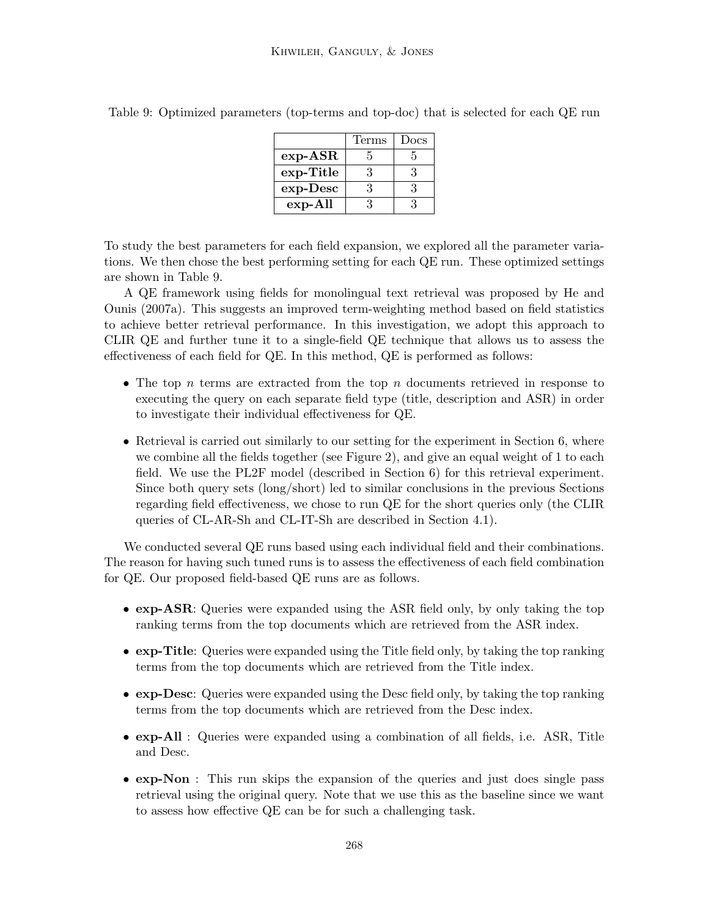Table 9: Optimized parameters (top-terms and top-doc) that is selected for each QE run

| | Terms | Docs |
|---|---|---|
| **exp-ASR** | 5 | 5 |
| **exp-Title** | 3 | 3 |
| **exp-Desc** | 3 | 3 |
| **exp-All** | 3 | 3 |

To study the best parameters for each field expansion, we explored all the parameter variations. We then chose the best performing setting for each QE run. These optimized settings are shown in Table 9.

A QE framework using fields for monolingual text retrieval was proposed by He and Ounis (2007a). This suggests an improved term-weighting method based on field statistics to achieve better retrieval performance. In this investigation, we adopt this approach to CLIR QE and further tune it to a single-field QE technique that allows us to assess the effectiveness of each field for QE. In this method, QE is performed as follows:

- The top $n$ terms are extracted from the top $n$ documents retrieved in response to executing the query on each separate field type (title, description and ASR) in order to investigate their individual effectiveness for QE.
- Retrieval is carried out similarly to our setting for the experiment in Section 6, where we combine all the fields together (see Figure 2), and give an equal weight of 1 to each field. We use the PL2F model (described in Section 6) for this retrieval experiment. Since both query sets (long/short) led to similar conclusions in the previous Sections regarding field effectiveness, we chose to run QE for the short queries only (the CLIR queries of CL-AR-Sh and CL-IT-Sh are described in Section 4.1).

We conducted several QE runs based using each individual field and their combinations. The reason for having such tuned runs is to assess the effectiveness of each field combination for QE. Our proposed field-based QE runs are as follows.

- **exp-ASR**: Queries were expanded using the ASR field only, by only taking the top ranking terms from the top documents which are retrieved from the ASR index.
- **exp-Title**: Queries were expanded using the Title field only, by taking the top ranking terms from the top documents which are retrieved from the Title index.
- **exp-Desc**: Queries were expanded using the Desc field only, by taking the top ranking terms from the top documents which are retrieved from the Desc index.
- **exp-All** : Queries were expanded using a combination of all fields, i.e. ASR, Title and Desc.
- **exp-Non** : This run skips the expansion of the queries and just does single pass retrieval using the original query. Note that we use this as the baseline since we want to assess how effective QE can be for such a challenging task.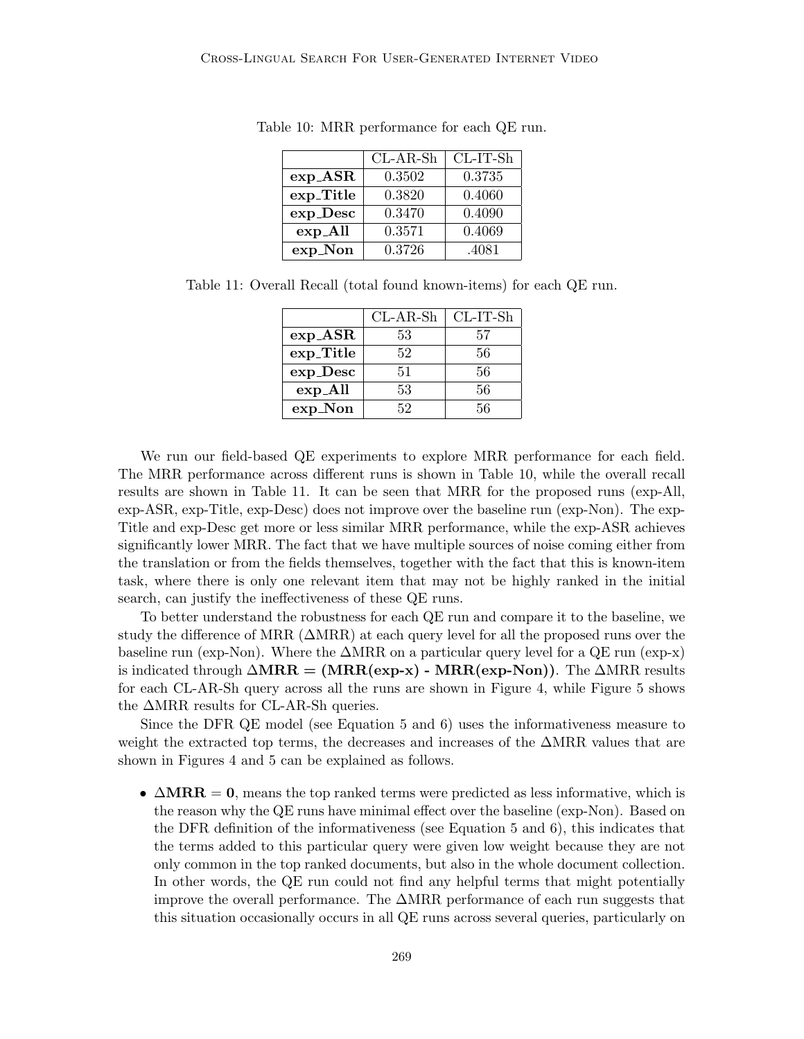Table 10: MRR performance for each QE run.

| | CL-AR-Sh | CL-IT-Sh |
|---|---|---|
| **exp_ASR** | 0.3502 | 0.3735 |
| **exp_Title** | 0.3820 | 0.4060 |
| **exp_Desc** | 0.3470 | 0.4090 |
| **exp_All** | 0.3571 | 0.4069 |
| **exp_Non** | 0.3726 | .4081 |

Table 11: Overall Recall (total found known-items) for each QE run.

| | CL-AR-Sh | CL-IT-Sh |
|---|---|---|
| **exp_ASR** | 53 | 57 |
| **exp_Title** | 52 | 56 |
| **exp_Desc** | 51 | 56 |
| **exp_All** | 53 | 56 |
| **exp_Non** | 52 | 56 |

We run our field-based QE experiments to explore MRR performance for each field. The MRR performance across different runs is shown in Table 10, while the overall recall results are shown in Table 11. It can be seen that MRR for the proposed runs (exp-All, exp-ASR, exp-Title, exp-Desc) does not improve over the baseline run (exp-Non). The exp-Title and exp-Desc get more or less similar MRR performance, while the exp-ASR achieves significantly lower MRR. The fact that we have multiple sources of noise coming either from the translation or from the fields themselves, together with the fact that this is known-item task, where there is only one relevant item that may not be highly ranked in the initial search, can justify the ineffectiveness of these QE runs.

To better understand the robustness for each QE run and compare it to the baseline, we study the difference of MRR ($\Delta$MRR) at each query level for all the proposed runs over the baseline run (exp-Non). Where the $\Delta$MRR on a particular query level for a QE run (exp-x) is indicated through **$\Delta$MRR = (MRR(exp-x) - MRR(exp-Non))**. The $\Delta$MRR results for each CL-AR-Sh query across all the runs are shown in Figure 4, while Figure 5 shows the $\Delta$MRR results for CL-AR-Sh queries.

Since the DFR QE model (see Equation 5 and 6) uses the informativeness measure to weight the extracted top terms, the decreases and increases of the $\Delta$MRR values that are shown in Figures 4 and 5 can be explained as follows.

- **$\Delta$MRR = 0**, means the top ranked terms were predicted as less informative, which is the reason why the QE runs have minimal effect over the baseline (exp-Non). Based on the DFR definition of the informativeness (see Equation 5 and 6), this indicates that the terms added to this particular query were given low weight because they are not only common in the top ranked documents, but also in the whole document collection. In other words, the QE run could not find any helpful terms that might potentially improve the overall performance. The $\Delta$MRR performance of each run suggests that this situation occasionally occurs in all QE runs across several queries, particularly on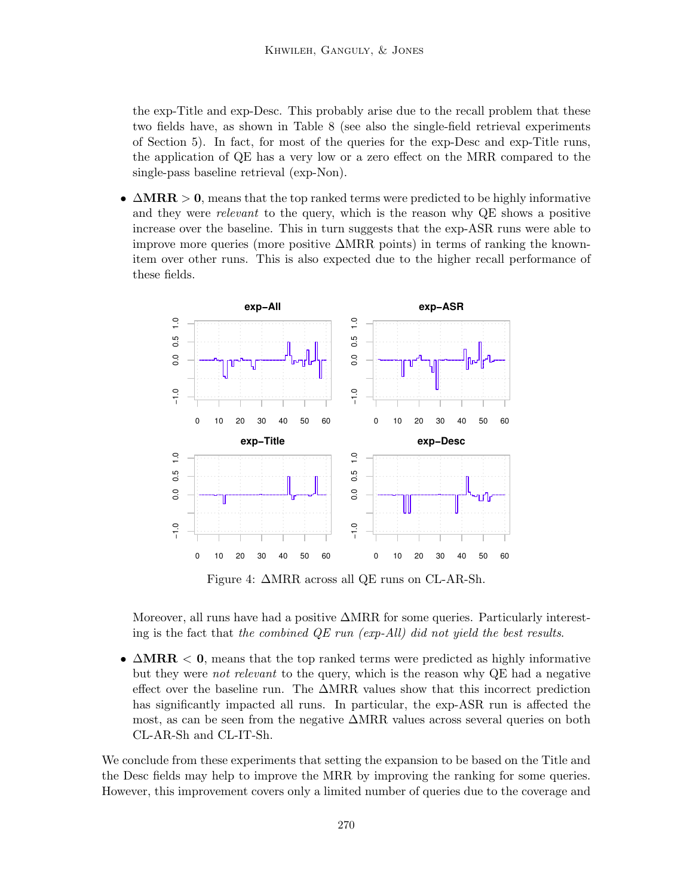the exp-Title and exp-Desc. This probably arise due to the recall problem that these two fields have, as shown in Table 8 (see also the single-field retrieval experiments of Section 5). In fact, for most of the queries for the exp-Desc and exp-Title runs, the application of QE has a very low or a zero effect on the MRR compared to the single-pass baseline retrieval (exp-Non).

- **$\Delta$MRR $>$ 0**, means that the top ranked terms were predicted to be highly informative and they were *relevant* to the query, which is the reason why QE shows a positive increase over the baseline. This in turn suggests that the exp-ASR runs were able to improve more queries (more positive $\Delta$MRR points) in terms of ranking the known-item over other runs. This is also expected due to the higher recall performance of these fields.

Figure 4: $\Delta$MRR across all QE runs on CL-AR-Sh.

Moreover, all runs have had a positive $\Delta$MRR for some queries. Particularly interesting is the fact that *the combined QE run (exp-All) did not yield the best results*.

- **$\Delta$MRR $<$ 0**, means that the top ranked terms were predicted as highly informative but they were *not relevant* to the query, which is the reason why QE had a negative effect over the baseline run. The $\Delta$MRR values show that this incorrect prediction has significantly impacted all runs. In particular, the exp-ASR run is affected the most, as can be seen from the negative $\Delta$MRR values across several queries on both CL-AR-Sh and CL-IT-Sh.

We conclude from these experiments that setting the expansion to be based on the Title and the Desc fields may help to improve the MRR by improving the ranking for some queries. However, this improvement covers only a limited number of queries due to the coverage and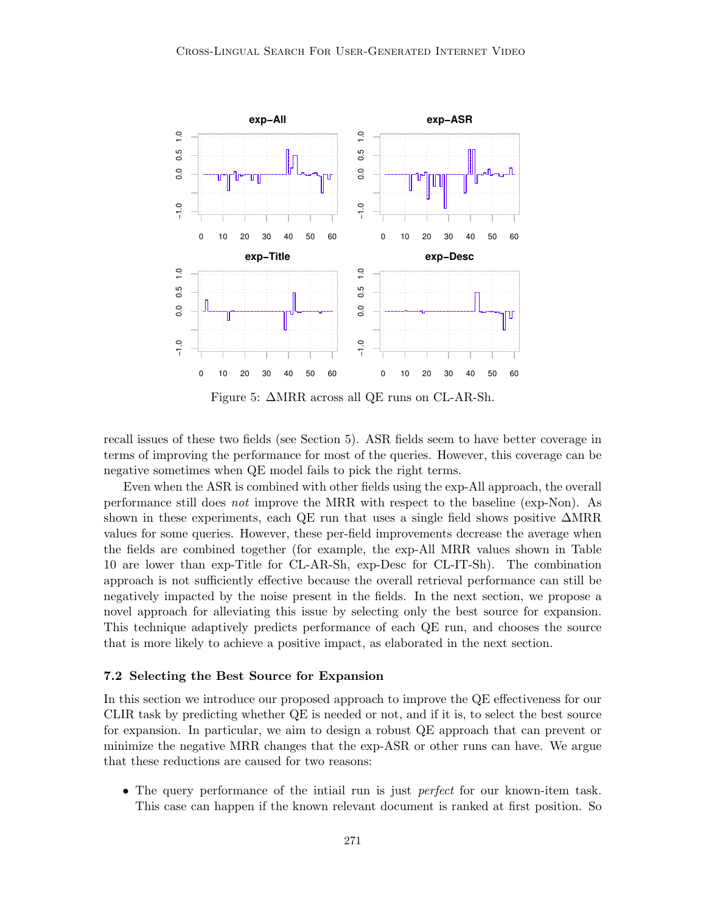Figure 5: ΔMRR across all QE runs on CL-AR-Sh.

recall issues of these two fields (see Section 5). ASR fields seem to have better coverage in terms of improving the performance for most of the queries. However, this coverage can be negative sometimes when QE model fails to pick the right terms.

Even when the ASR is combined with other fields using the exp-All approach, the overall performance still does *not* improve the MRR with respect to the baseline (exp-Non). As shown in these experiments, each QE run that uses a single field shows positive ΔMRR values for some queries. However, these per-field improvements decrease the average when the fields are combined together (for example, the exp-All MRR values shown in Table 10 are lower than exp-Title for CL-AR-Sh, exp-Desc for CL-IT-Sh). The combination approach is not sufficiently effective because the overall retrieval performance can still be negatively impacted by the noise present in the fields. In the next section, we propose a novel approach for alleviating this issue by selecting only the best source for expansion. This technique adaptively predicts performance of each QE run, and chooses the source that is more likely to achieve a positive impact, as elaborated in the next section.

### 7.2 Selecting the Best Source for Expansion

In this section we introduce our proposed approach to improve the QE effectiveness for our CLIR task by predicting whether QE is needed or not, and if it is, to select the best source for expansion. In particular, we aim to design a robust QE approach that can prevent or minimize the negative MRR changes that the exp-ASR or other runs can have. We argue that these reductions are caused for two reasons:

- The query performance of the intiail run is just *perfect* for our known-item task. This case can happen if the known relevant document is ranked at first position. So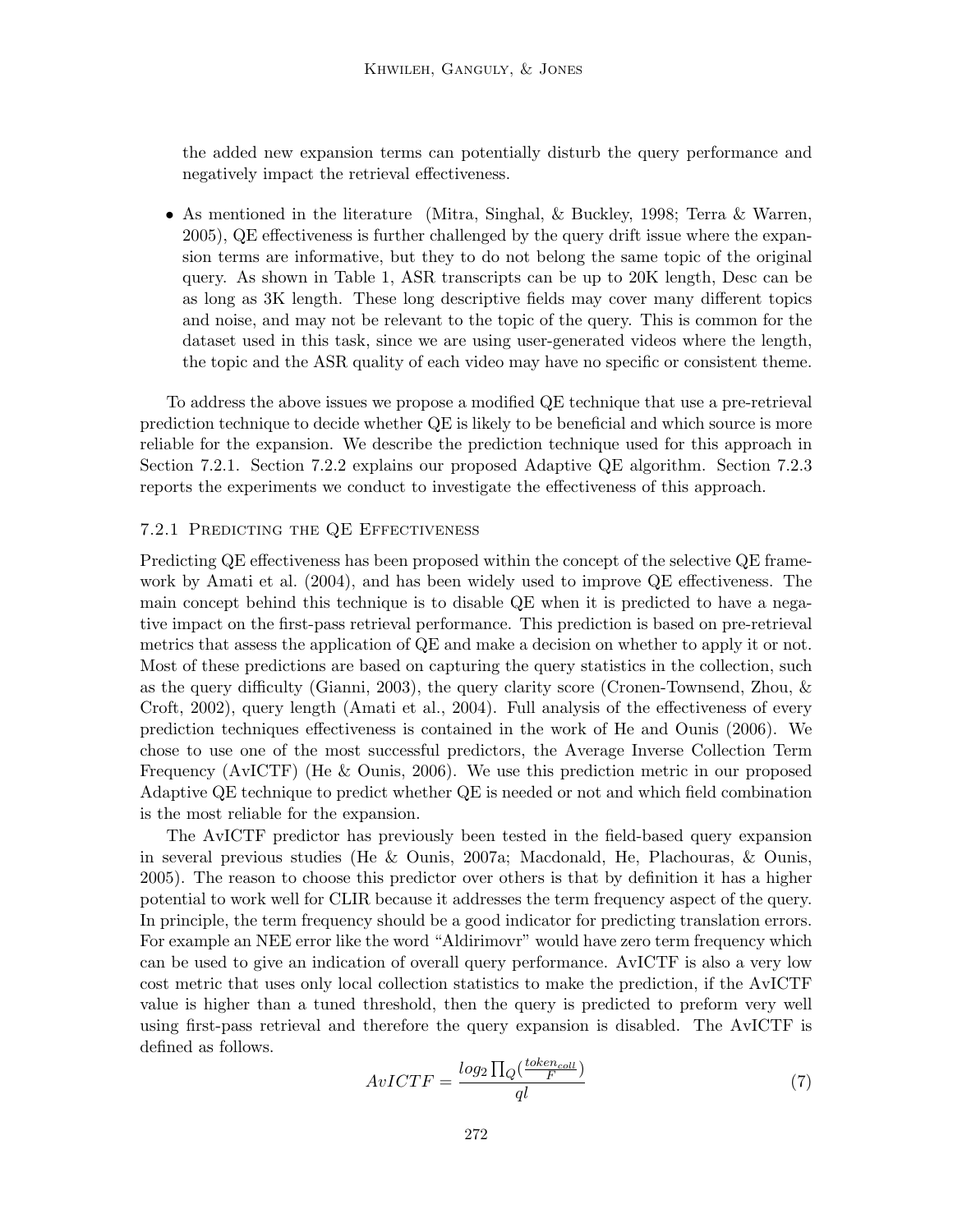the added new expansion terms can potentially disturb the query performance and negatively impact the retrieval effectiveness.

- As mentioned in the literature (Mitra, Singhal, & Buckley, 1998; Terra & Warren, 2005), QE effectiveness is further challenged by the query drift issue where the expansion terms are informative, but they to do not belong the same topic of the original query. As shown in Table 1, ASR transcripts can be up to 20K length, Desc can be as long as 3K length. These long descriptive fields may cover many different topics and noise, and may not be relevant to the topic of the query. This is common for the dataset used in this task, since we are using user-generated videos where the length, the topic and the ASR quality of each video may have no specific or consistent theme.

To address the above issues we propose a modified QE technique that use a pre-retrieval prediction technique to decide whether QE is likely to be beneficial and which source is more reliable for the expansion. We describe the prediction technique used for this approach in Section 7.2.1. Section 7.2.2 explains our proposed Adaptive QE algorithm. Section 7.2.3 reports the experiments we conduct to investigate the effectiveness of this approach.

#### 7.2.1 Predicting the QE Effectiveness

Predicting QE effectiveness has been proposed within the concept of the selective QE framework by Amati et al. (2004), and has been widely used to improve QE effectiveness. The main concept behind this technique is to disable QE when it is predicted to have a negative impact on the first-pass retrieval performance. This prediction is based on pre-retrieval metrics that assess the application of QE and make a decision on whether to apply it or not. Most of these predictions are based on capturing the query statistics in the collection, such as the query difficulty (Gianni, 2003), the query clarity score (Cronen-Townsend, Zhou, & Croft, 2002), query length (Amati et al., 2004). Full analysis of the effectiveness of every prediction techniques effectiveness is contained in the work of He and Ounis (2006). We chose to use one of the most successful predictors, the Average Inverse Collection Term Frequency (AvICTF) (He & Ounis, 2006). We use this prediction metric in our proposed Adaptive QE technique to predict whether QE is needed or not and which field combination is the most reliable for the expansion.

The AvICTF predictor has previously been tested in the field-based query expansion in several previous studies (He & Ounis, 2007a; Macdonald, He, Plachouras, & Ounis, 2005). The reason to choose this predictor over others is that by definition it has a higher potential to work well for CLIR because it addresses the term frequency aspect of the query. In principle, the term frequency should be a good indicator for predicting translation errors. For example an NEE error like the word "Aldirimovr" would have zero term frequency which can be used to give an indication of overall query performance. AvICTF is also a very low cost metric that uses only local collection statistics to make the prediction, if the AvICTF value is higher than a tuned threshold, then the query is predicted to preform very well using first-pass retrieval and therefore the query expansion is disabled. The AvICTF is defined as follows.

$$AvICTF = \frac{log_2 \prod_Q (\frac{token_{coll}}{F})}{ql} \tag{7}$$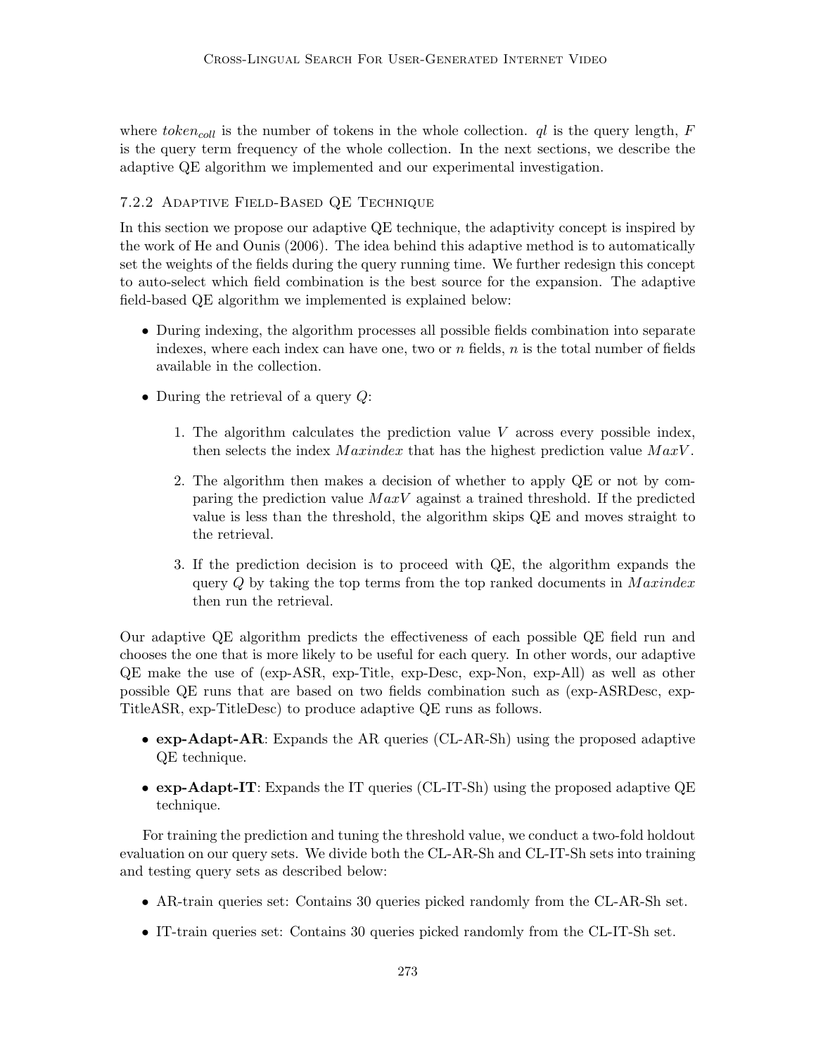where $token_{coll}$ is the number of tokens in the whole collection. $ql$ is the query length, $F$ is the query term frequency of the whole collection. In the next sections, we describe the adaptive QE algorithm we implemented and our experimental investigation.

### 7.2.2 Adaptive Field-Based QE Technique

In this section we propose our adaptive QE technique, the adaptivity concept is inspired by the work of He and Ounis (2006). The idea behind this adaptive method is to automatically set the weights of the fields during the query running time. We further redesign this concept to auto-select which field combination is the best source for the expansion. The adaptive field-based QE algorithm we implemented is explained below:

- During indexing, the algorithm processes all possible fields combination into separate indexes, where each index can have one, two or $n$ fields, $n$ is the total number of fields available in the collection.
- During the retrieval of a query $Q$:
  1. The algorithm calculates the prediction value $V$ across every possible index, then selects the index $Maxindex$ that has the highest prediction value $MaxV$.
  2. The algorithm then makes a decision of whether to apply QE or not by comparing the prediction value $MaxV$ against a trained threshold. If the predicted value is less than the threshold, the algorithm skips QE and moves straight to the retrieval.
  3. If the prediction decision is to proceed with QE, the algorithm expands the query $Q$ by taking the top terms from the top ranked documents in $Maxindex$ then run the retrieval.

Our adaptive QE algorithm predicts the effectiveness of each possible QE field run and chooses the one that is more likely to be useful for each query. In other words, our adaptive QE make the use of (exp-ASR, exp-Title, exp-Desc, exp-Non, exp-All) as well as other possible QE runs that are based on two fields combination such as (exp-ASRDesc, exp-TitleASR, exp-TitleDesc) to produce adaptive QE runs as follows.

- **exp-Adapt-AR**: Expands the AR queries (CL-AR-Sh) using the proposed adaptive QE technique.
- **exp-Adapt-IT**: Expands the IT queries (CL-IT-Sh) using the proposed adaptive QE technique.

For training the prediction and tuning the threshold value, we conduct a two-fold holdout evaluation on our query sets. We divide both the CL-AR-Sh and CL-IT-Sh sets into training and testing query sets as described below:

- AR-train queries set: Contains 30 queries picked randomly from the CL-AR-Sh set.
- IT-train queries set: Contains 30 queries picked randomly from the CL-IT-Sh set.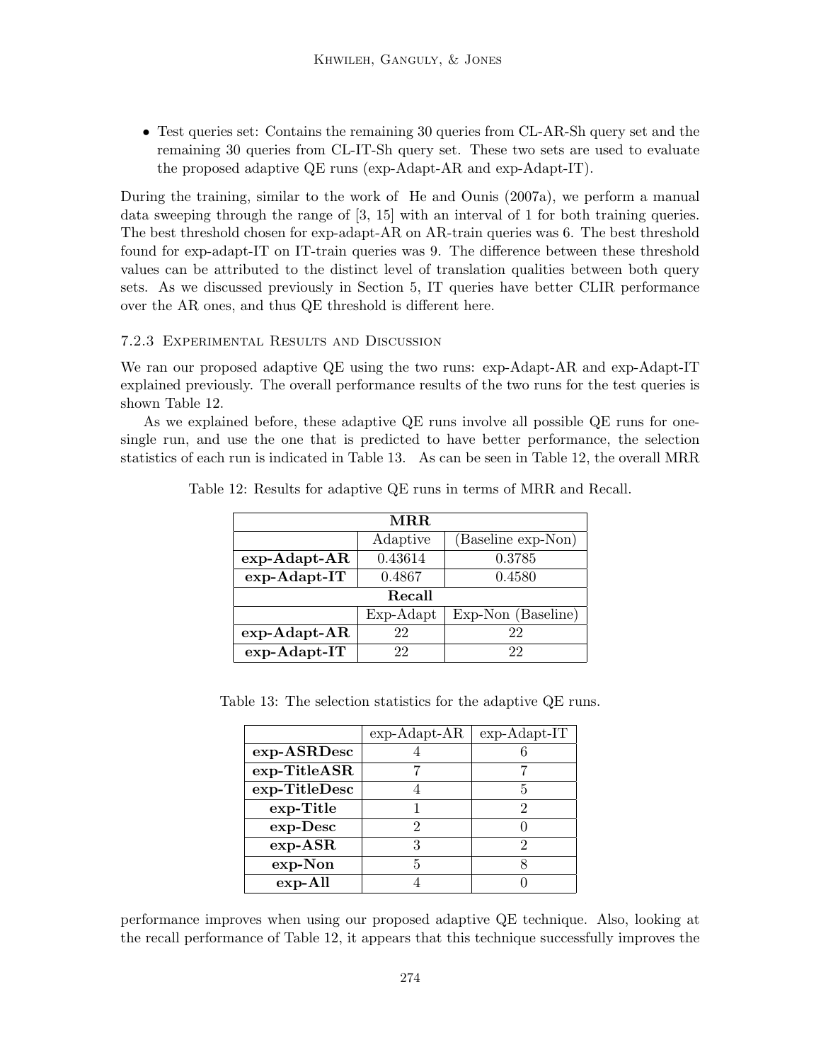- Test queries set: Contains the remaining 30 queries from CL-AR-Sh query set and the remaining 30 queries from CL-IT-Sh query set. These two sets are used to evaluate the proposed adaptive QE runs (exp-Adapt-AR and exp-Adapt-IT).

During the training, similar to the work of He and Ounis (2007a), we perform a manual data sweeping through the range of [3, 15] with an interval of 1 for both training queries. The best threshold chosen for exp-adapt-AR on AR-train queries was 6. The best threshold found for exp-adapt-IT on IT-train queries was 9. The difference between these threshold values can be attributed to the distinct level of translation qualities between both query sets. As we discussed previously in Section 5, IT queries have better CLIR performance over the AR ones, and thus QE threshold is different here.

### 7.2.3 Experimental Results and Discussion

We ran our proposed adaptive QE using the two runs: exp-Adapt-AR and exp-Adapt-IT explained previously. The overall performance results of the two runs for the test queries is shown Table 12.

As we explained before, these adaptive QE runs involve all possible QE runs for one-single run, and use the one that is predicted to have better performance, the selection statistics of each run is indicated in Table 13. As can be seen in Table 12, the overall MRR

Table 12: Results for adaptive QE runs in terms of MRR and Recall.

| **MRR** | | |
|---|---|---|
| | Adaptive | (Baseline exp-Non) |
| **exp-Adapt-AR** | 0.43614 | 0.3785 |
| **exp-Adapt-IT** | 0.4867 | 0.4580 |
| **Recall** | | |
| | Exp-Adapt | Exp-Non (Baseline) |
| **exp-Adapt-AR** | 22 | 22 |
| **exp-Adapt-IT** | 22 | 22 |

Table 13: The selection statistics for the adaptive QE runs.

| | exp-Adapt-AR | exp-Adapt-IT |
|---|---|---|
| **exp-ASRDesc** | 4 | 6 |
| **exp-TitleASR** | 7 | 7 |
| **exp-TitleDesc** | 4 | 5 |
| **exp-Title** | 1 | 2 |
| **exp-Desc** | 2 | 0 |
| **exp-ASR** | 3 | 2 |
| **exp-Non** | 5 | 8 |
| **exp-All** | 4 | 0 |

performance improves when using our proposed adaptive QE technique. Also, looking at the recall performance of Table 12, it appears that this technique successfully improves the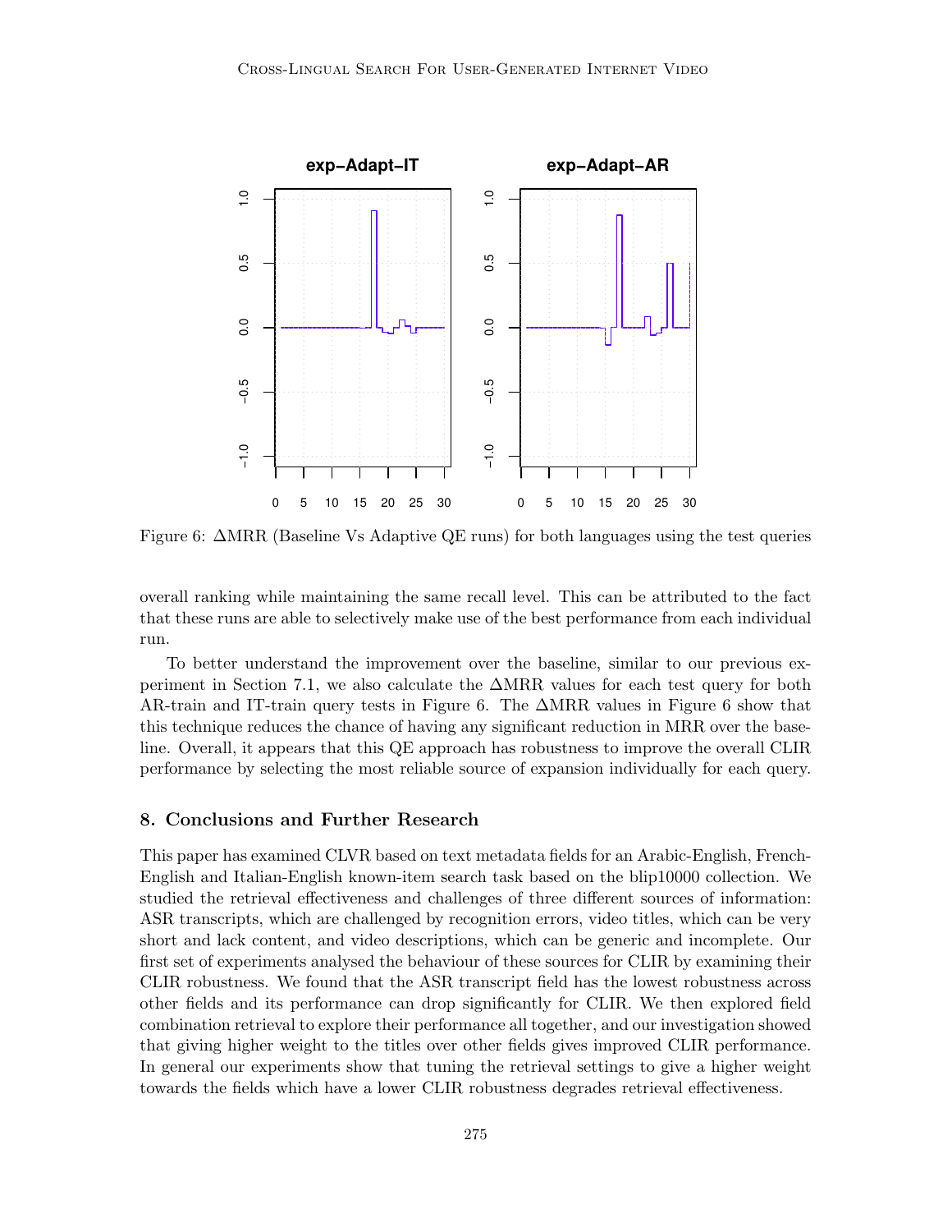Figure 6: ΔMRR (Baseline Vs Adaptive QE runs) for both languages using the test queries

overall ranking while maintaining the same recall level. This can be attributed to the fact that these runs are able to selectively make use of the best performance from each individual run.

To better understand the improvement over the baseline, similar to our previous experiment in Section 7.1, we also calculate the ΔMRR values for each test query for both AR-train and IT-train query tests in Figure 6. The ΔMRR values in Figure 6 show that this technique reduces the chance of having any significant reduction in MRR over the baseline. Overall, it appears that this QE approach has robustness to improve the overall CLIR performance by selecting the most reliable source of expansion individually for each query.

## 8. Conclusions and Further Research

This paper has examined CLVR based on text metadata fields for an Arabic-English, French-English and Italian-English known-item search task based on the blip10000 collection. We studied the retrieval effectiveness and challenges of three different sources of information: ASR transcripts, which are challenged by recognition errors, video titles, which can be very short and lack content, and video descriptions, which can be generic and incomplete. Our first set of experiments analysed the behaviour of these sources for CLIR by examining their CLIR robustness. We found that the ASR transcript field has the lowest robustness across other fields and its performance can drop significantly for CLIR. We then explored field combination retrieval to explore their performance all together, and our investigation showed that giving higher weight to the titles over other fields gives improved CLIR performance. In general our experiments show that tuning the retrieval settings to give a higher weight towards the fields which have a lower CLIR robustness degrades retrieval effectiveness.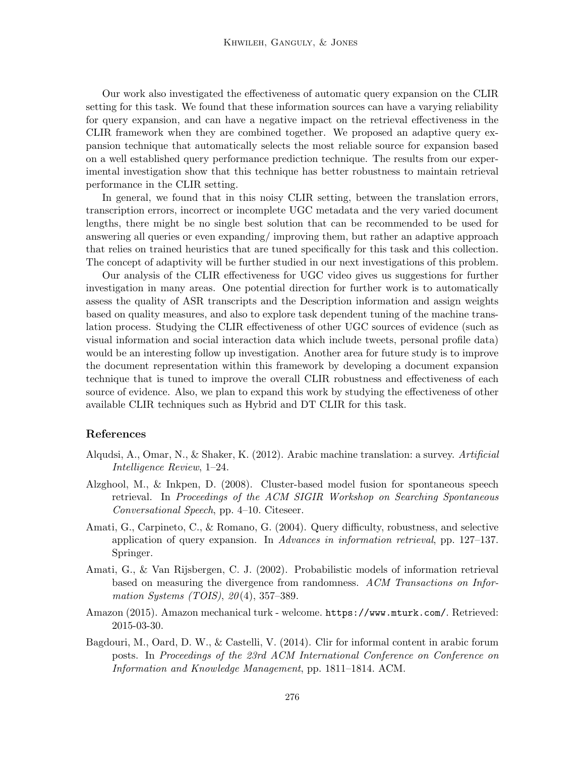Our work also investigated the effectiveness of automatic query expansion on the CLIR setting for this task. We found that these information sources can have a varying reliability for query expansion, and can have a negative impact on the retrieval effectiveness in the CLIR framework when they are combined together. We proposed an adaptive query expansion technique that automatically selects the most reliable source for expansion based on a well established query performance prediction technique. The results from our experimental investigation show that this technique has better robustness to maintain retrieval performance in the CLIR setting.

In general, we found that in this noisy CLIR setting, between the translation errors, transcription errors, incorrect or incomplete UGC metadata and the very varied document lengths, there might be no single best solution that can be recommended to be used for answering all queries or even expanding/ improving them, but rather an adaptive approach that relies on trained heuristics that are tuned specifically for this task and this collection. The concept of adaptivity will be further studied in our next investigations of this problem.

Our analysis of the CLIR effectiveness for UGC video gives us suggestions for further investigation in many areas. One potential direction for further work is to automatically assess the quality of ASR transcripts and the Description information and assign weights based on quality measures, and also to explore task dependent tuning of the machine translation process. Studying the CLIR effectiveness of other UGC sources of evidence (such as visual information and social interaction data which include tweets, personal profile data) would be an interesting follow up investigation. Another area for future study is to improve the document representation within this framework by developing a document expansion technique that is tuned to improve the overall CLIR robustness and effectiveness of each source of evidence. Also, we plan to expand this work by studying the effectiveness of other available CLIR techniques such as Hybrid and DT CLIR for this task.

## References

Alqudsi, A., Omar, N., & Shaker, K. (2012). Arabic machine translation: a survey. *Artificial Intelligence Review*, 1–24.

Alzghool, M., & Inkpen, D. (2008). Cluster-based model fusion for spontaneous speech retrieval. In *Proceedings of the ACM SIGIR Workshop on Searching Spontaneous Conversational Speech*, pp. 4–10. Citeseer.

Amati, G., Carpineto, C., & Romano, G. (2004). Query difficulty, robustness, and selective application of query expansion. In *Advances in information retrieval*, pp. 127–137. Springer.

Amati, G., & Van Rijsbergen, C. J. (2002). Probabilistic models of information retrieval based on measuring the divergence from randomness. *ACM Transactions on Information Systems (TOIS)*, *20*(4), 357–389.

Amazon (2015). Amazon mechanical turk - welcome. `https://www.mturk.com/`. Retrieved: 2015-03-30.

Bagdouri, M., Oard, D. W., & Castelli, V. (2014). Clir for informal content in arabic forum posts. In *Proceedings of the 23rd ACM International Conference on Conference on Information and Knowledge Management*, pp. 1811–1814. ACM.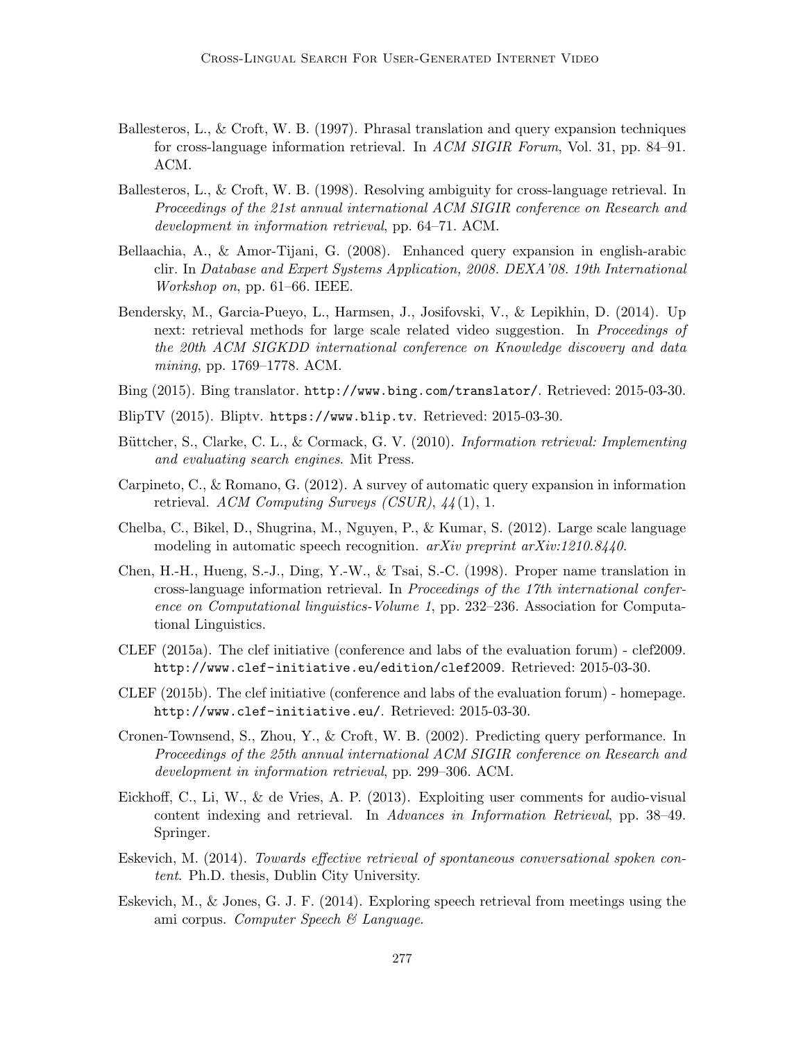Ballesteros, L., & Croft, W. B. (1997). Phrasal translation and query expansion techniques for cross-language information retrieval. In *ACM SIGIR Forum*, Vol. 31, pp. 84–91. ACM.

Ballesteros, L., & Croft, W. B. (1998). Resolving ambiguity for cross-language retrieval. In *Proceedings of the 21st annual international ACM SIGIR conference on Research and development in information retrieval*, pp. 64–71. ACM.

Bellaachia, A., & Amor-Tijani, G. (2008). Enhanced query expansion in english-arabic clir. In *Database and Expert Systems Application, 2008. DEXA'08. 19th International Workshop on*, pp. 61–66. IEEE.

Bendersky, M., Garcia-Pueyo, L., Harmsen, J., Josifovski, V., & Lepikhin, D. (2014). Up next: retrieval methods for large scale related video suggestion. In *Proceedings of the 20th ACM SIGKDD international conference on Knowledge discovery and data mining*, pp. 1769–1778. ACM.

Bing (2015). Bing translator. `http://www.bing.com/translator/`. Retrieved: 2015-03-30.

BlipTV (2015). Bliptv. `https://www.blip.tv`. Retrieved: 2015-03-30.

Büttcher, S., Clarke, C. L., & Cormack, G. V. (2010). *Information retrieval: Implementing and evaluating search engines*. Mit Press.

Carpineto, C., & Romano, G. (2012). A survey of automatic query expansion in information retrieval. *ACM Computing Surveys (CSUR)*, *44*(1), 1.

Chelba, C., Bikel, D., Shugrina, M., Nguyen, P., & Kumar, S. (2012). Large scale language modeling in automatic speech recognition. *arXiv preprint arXiv:1210.8440*.

Chen, H.-H., Hueng, S.-J., Ding, Y.-W., & Tsai, S.-C. (1998). Proper name translation in cross-language information retrieval. In *Proceedings of the 17th international conference on Computational linguistics-Volume 1*, pp. 232–236. Association for Computational Linguistics.

CLEF (2015a). The clef initiative (conference and labs of the evaluation forum) - clef2009. `http://www.clef-initiative.eu/edition/clef2009`. Retrieved: 2015-03-30.

CLEF (2015b). The clef initiative (conference and labs of the evaluation forum) - homepage. `http://www.clef-initiative.eu/`. Retrieved: 2015-03-30.

Cronen-Townsend, S., Zhou, Y., & Croft, W. B. (2002). Predicting query performance. In *Proceedings of the 25th annual international ACM SIGIR conference on Research and development in information retrieval*, pp. 299–306. ACM.

Eickhoff, C., Li, W., & de Vries, A. P. (2013). Exploiting user comments for audio-visual content indexing and retrieval. In *Advances in Information Retrieval*, pp. 38–49. Springer.

Eskevich, M. (2014). *Towards effective retrieval of spontaneous conversational spoken content*. Ph.D. thesis, Dublin City University.

Eskevich, M., & Jones, G. J. F. (2014). Exploring speech retrieval from meetings using the ami corpus. *Computer Speech & Language*.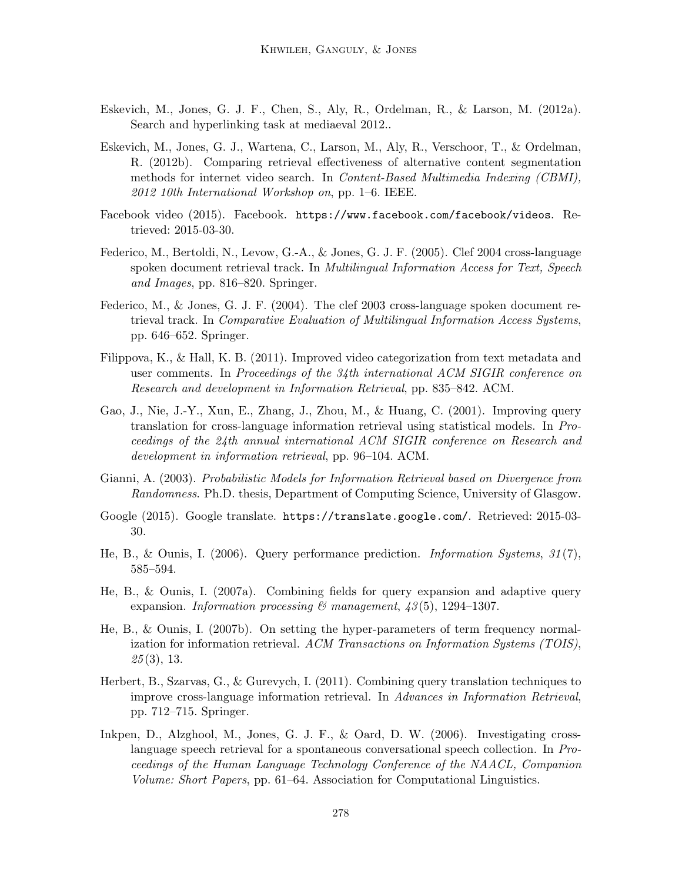Eskevich, M., Jones, G. J. F., Chen, S., Aly, R., Ordelman, R., & Larson, M. (2012a). Search and hyperlinking task at mediaeval 2012..

Eskevich, M., Jones, G. J., Wartena, C., Larson, M., Aly, R., Verschoor, T., & Ordelman, R. (2012b). Comparing retrieval effectiveness of alternative content segmentation methods for internet video search. In *Content-Based Multimedia Indexing (CBMI), 2012 10th International Workshop on*, pp. 1–6. IEEE.

Facebook video (2015). Facebook. `https://www.facebook.com/facebook/videos`. Retrieved: 2015-03-30.

Federico, M., Bertoldi, N., Levow, G.-A., & Jones, G. J. F. (2005). Clef 2004 cross-language spoken document retrieval track. In *Multilingual Information Access for Text, Speech and Images*, pp. 816–820. Springer.

Federico, M., & Jones, G. J. F. (2004). The clef 2003 cross-language spoken document retrieval track. In *Comparative Evaluation of Multilingual Information Access Systems*, pp. 646–652. Springer.

Filippova, K., & Hall, K. B. (2011). Improved video categorization from text metadata and user comments. In *Proceedings of the 34th international ACM SIGIR conference on Research and development in Information Retrieval*, pp. 835–842. ACM.

Gao, J., Nie, J.-Y., Xun, E., Zhang, J., Zhou, M., & Huang, C. (2001). Improving query translation for cross-language information retrieval using statistical models. In *Proceedings of the 24th annual international ACM SIGIR conference on Research and development in information retrieval*, pp. 96–104. ACM.

Gianni, A. (2003). *Probabilistic Models for Information Retrieval based on Divergence from Randomness*. Ph.D. thesis, Department of Computing Science, University of Glasgow.

Google (2015). Google translate. `https://translate.google.com/`. Retrieved: 2015-03-30.

He, B., & Ounis, I. (2006). Query performance prediction. *Information Systems*, *31*(7), 585–594.

He, B., & Ounis, I. (2007a). Combining fields for query expansion and adaptive query expansion. *Information processing & management*, *43*(5), 1294–1307.

He, B., & Ounis, I. (2007b). On setting the hyper-parameters of term frequency normalization for information retrieval. *ACM Transactions on Information Systems (TOIS)*, *25*(3), 13.

Herbert, B., Szarvas, G., & Gurevych, I. (2011). Combining query translation techniques to improve cross-language information retrieval. In *Advances in Information Retrieval*, pp. 712–715. Springer.

Inkpen, D., Alzghool, M., Jones, G. J. F., & Oard, D. W. (2006). Investigating cross-language speech retrieval for a spontaneous conversational speech collection. In *Proceedings of the Human Language Technology Conference of the NAACL, Companion Volume: Short Papers*, pp. 61–64. Association for Computational Linguistics.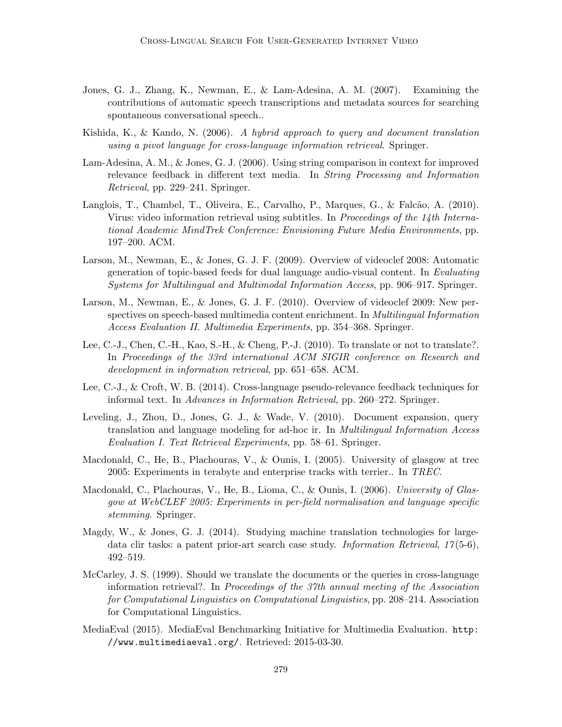Jones, G. J., Zhang, K., Newman, E., & Lam-Adesina, A. M. (2007). Examining the contributions of automatic speech transcriptions and metadata sources for searching spontaneous conversational speech..

Kishida, K., & Kando, N. (2006). *A hybrid approach to query and document translation using a pivot language for cross-language information retrieval*. Springer.

Lam-Adesina, A. M., & Jones, G. J. (2006). Using string comparison in context for improved relevance feedback in different text media. In *String Processing and Information Retrieval*, pp. 229–241. Springer.

Langlois, T., Chambel, T., Oliveira, E., Carvalho, P., Marques, G., & Falcão, A. (2010). Virus: video information retrieval using subtitles. In *Proceedings of the 14th International Academic MindTrek Conference: Envisioning Future Media Environments*, pp. 197–200. ACM.

Larson, M., Newman, E., & Jones, G. J. F. (2009). Overview of videoclef 2008: Automatic generation of topic-based feeds for dual language audio-visual content. In *Evaluating Systems for Multilingual and Multimodal Information Access*, pp. 906–917. Springer.

Larson, M., Newman, E., & Jones, G. J. F. (2010). Overview of videoclef 2009: New perspectives on speech-based multimedia content enrichment. In *Multilingual Information Access Evaluation II. Multimedia Experiments*, pp. 354–368. Springer.

Lee, C.-J., Chen, C.-H., Kao, S.-H., & Cheng, P.-J. (2010). To translate or not to translate?. In *Proceedings of the 33rd international ACM SIGIR conference on Research and development in information retrieval*, pp. 651–658. ACM.

Lee, C.-J., & Croft, W. B. (2014). Cross-language pseudo-relevance feedback techniques for informal text. In *Advances in Information Retrieval*, pp. 260–272. Springer.

Leveling, J., Zhou, D., Jones, G. J., & Wade, V. (2010). Document expansion, query translation and language modeling for ad-hoc ir. In *Multilingual Information Access Evaluation I. Text Retrieval Experiments*, pp. 58–61. Springer.

Macdonald, C., He, B., Plachouras, V., & Ounis, I. (2005). University of glasgow at trec 2005: Experiments in terabyte and enterprise tracks with terrier.. In *TREC*.

Macdonald, C., Plachouras, V., He, B., Lioma, C., & Ounis, I. (2006). *University of Glasgow at WebCLEF 2005: Experiments in per-field normalisation and language specific stemming*. Springer.

Magdy, W., & Jones, G. J. (2014). Studying machine translation technologies for large-data clir tasks: a patent prior-art search case study. *Information Retrieval*, *17*(5-6), 492–519.

McCarley, J. S. (1999). Should we translate the documents or the queries in cross-language information retrieval?. In *Proceedings of the 37th annual meeting of the Association for Computational Linguistics on Computational Linguistics*, pp. 208–214. Association for Computational Linguistics.

MediaEval (2015). MediaEval Benchmarking Initiative for Multimedia Evaluation. `http://www.multimediaeval.org/`. Retrieved: 2015-03-30.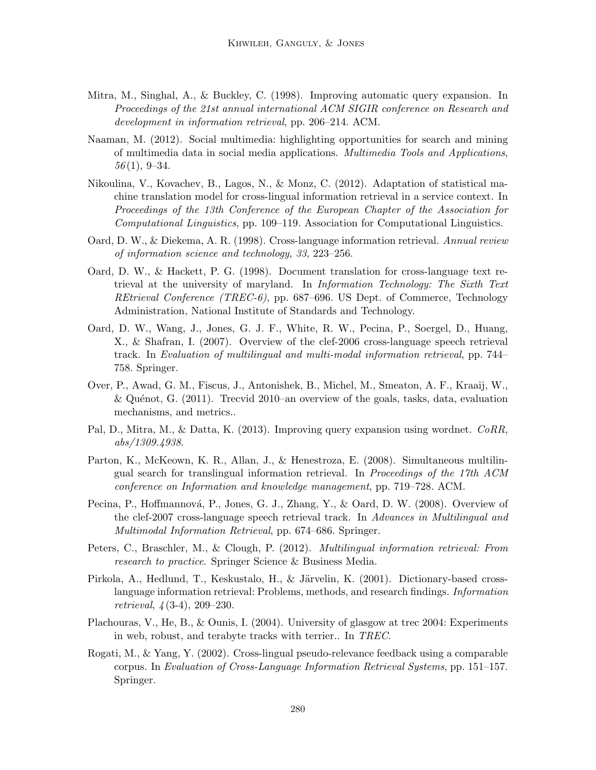Mitra, M., Singhal, A., & Buckley, C. (1998). Improving automatic query expansion. In *Proceedings of the 21st annual international ACM SIGIR conference on Research and development in information retrieval*, pp. 206–214. ACM.

Naaman, M. (2012). Social multimedia: highlighting opportunities for search and mining of multimedia data in social media applications. *Multimedia Tools and Applications*, *56*(1), 9–34.

Nikoulina, V., Kovachev, B., Lagos, N., & Monz, C. (2012). Adaptation of statistical machine translation model for cross-lingual information retrieval in a service context. In *Proceedings of the 13th Conference of the European Chapter of the Association for Computational Linguistics*, pp. 109–119. Association for Computational Linguistics.

Oard, D. W., & Diekema, A. R. (1998). Cross-language information retrieval. *Annual review of information science and technology*, *33*, 223–256.

Oard, D. W., & Hackett, P. G. (1998). Document translation for cross-language text retrieval at the university of maryland. In *Information Technology: The Sixth Text REtrieval Conference (TREC-6)*, pp. 687–696. US Dept. of Commerce, Technology Administration, National Institute of Standards and Technology.

Oard, D. W., Wang, J., Jones, G. J. F., White, R. W., Pecina, P., Soergel, D., Huang, X., & Shafran, I. (2007). Overview of the clef-2006 cross-language speech retrieval track. In *Evaluation of multilingual and multi-modal information retrieval*, pp. 744–758. Springer.

Over, P., Awad, G. M., Fiscus, J., Antonishek, B., Michel, M., Smeaton, A. F., Kraaij, W., & Quénot, G. (2011). Trecvid 2010–an overview of the goals, tasks, data, evaluation mechanisms, and metrics..

Pal, D., Mitra, M., & Datta, K. (2013). Improving query expansion using wordnet. *CoRR*, *abs/1309.4938*.

Parton, K., McKeown, K. R., Allan, J., & Henestroza, E. (2008). Simultaneous multilingual search for translingual information retrieval. In *Proceedings of the 17th ACM conference on Information and knowledge management*, pp. 719–728. ACM.

Pecina, P., Hoffmannová, P., Jones, G. J., Zhang, Y., & Oard, D. W. (2008). Overview of the clef-2007 cross-language speech retrieval track. In *Advances in Multilingual and Multimodal Information Retrieval*, pp. 674–686. Springer.

Peters, C., Braschler, M., & Clough, P. (2012). *Multilingual information retrieval: From research to practice*. Springer Science & Business Media.

Pirkola, A., Hedlund, T., Keskustalo, H., & Järvelin, K. (2001). Dictionary-based cross-language information retrieval: Problems, methods, and research findings. *Information retrieval*, *4*(3-4), 209–230.

Plachouras, V., He, B., & Ounis, I. (2004). University of glasgow at trec 2004: Experiments in web, robust, and terabyte tracks with terrier.. In *TREC*.

Rogati, M., & Yang, Y. (2002). Cross-lingual pseudo-relevance feedback using a comparable corpus. In *Evaluation of Cross-Language Information Retrieval Systems*, pp. 151–157. Springer.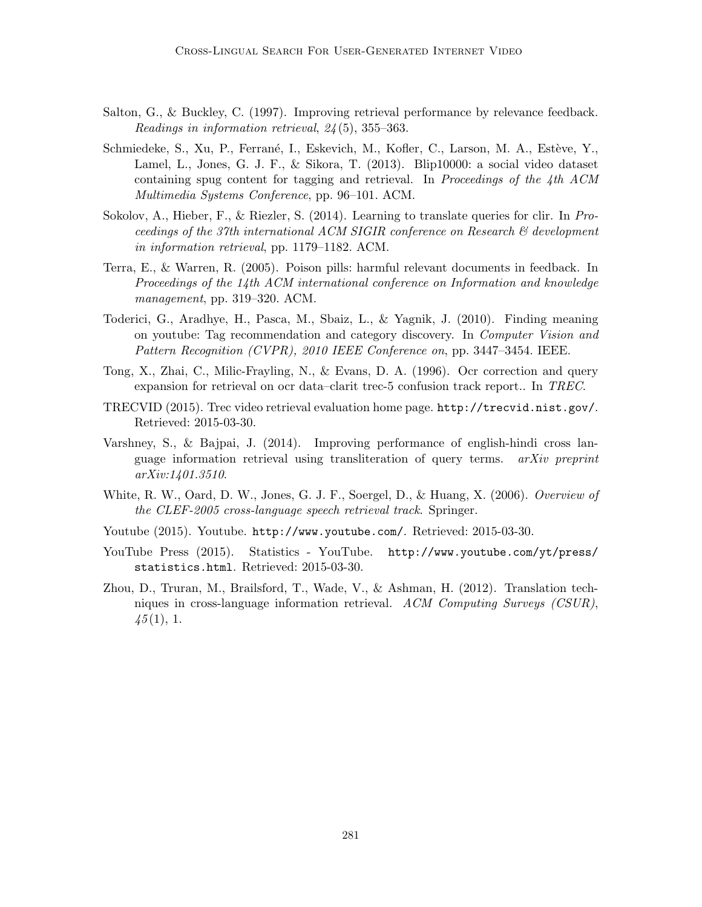Salton, G., & Buckley, C. (1997). Improving retrieval performance by relevance feedback. *Readings in information retrieval*, *24*(5), 355–363.

Schmiedeke, S., Xu, P., Ferrané, I., Eskevich, M., Kofler, C., Larson, M. A., Estève, Y., Lamel, L., Jones, G. J. F., & Sikora, T. (2013). Blip10000: a social video dataset containing spug content for tagging and retrieval. In *Proceedings of the 4th ACM Multimedia Systems Conference*, pp. 96–101. ACM.

Sokolov, A., Hieber, F., & Riezler, S. (2014). Learning to translate queries for clir. In *Proceedings of the 37th international ACM SIGIR conference on Research & development in information retrieval*, pp. 1179–1182. ACM.

Terra, E., & Warren, R. (2005). Poison pills: harmful relevant documents in feedback. In *Proceedings of the 14th ACM international conference on Information and knowledge management*, pp. 319–320. ACM.

Toderici, G., Aradhye, H., Pasca, M., Sbaiz, L., & Yagnik, J. (2010). Finding meaning on youtube: Tag recommendation and category discovery. In *Computer Vision and Pattern Recognition (CVPR), 2010 IEEE Conference on*, pp. 3447–3454. IEEE.

Tong, X., Zhai, C., Milic-Frayling, N., & Evans, D. A. (1996). Ocr correction and query expansion for retrieval on ocr data–clarit trec-5 confusion track report.. In *TREC*.

TRECVID (2015). Trec video retrieval evaluation home page. `http://trecvid.nist.gov/`. Retrieved: 2015-03-30.

Varshney, S., & Bajpai, J. (2014). Improving performance of english-hindi cross language information retrieval using transliteration of query terms. *arXiv preprint arXiv:1401.3510*.

White, R. W., Oard, D. W., Jones, G. J. F., Soergel, D., & Huang, X. (2006). *Overview of the CLEF-2005 cross-language speech retrieval track*. Springer.

Youtube (2015). Youtube. `http://www.youtube.com/`. Retrieved: 2015-03-30.

YouTube Press (2015). Statistics - YouTube. `http://www.youtube.com/yt/press/statistics.html`. Retrieved: 2015-03-30.

Zhou, D., Truran, M., Brailsford, T., Wade, V., & Ashman, H. (2012). Translation techniques in cross-language information retrieval. *ACM Computing Surveys (CSUR)*, *45*(1), 1.